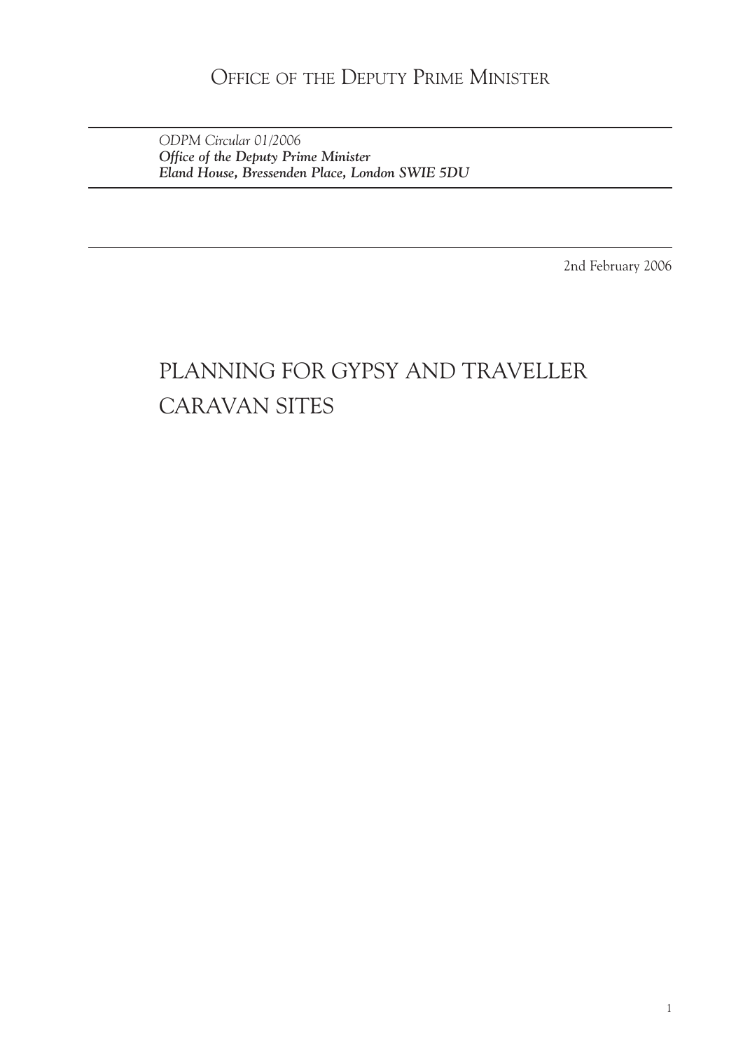OFFICE OF THE DEPUTY PRIME MINISTER

*ODPM Circular 01/2006*
***Office of the Deputy Prime Minister***
***Eland House, Bressenden Place, London SWIE 5DU***

2nd February 2006

# PLANNING FOR GYPSY AND TRAVELLER CARAVAN SITES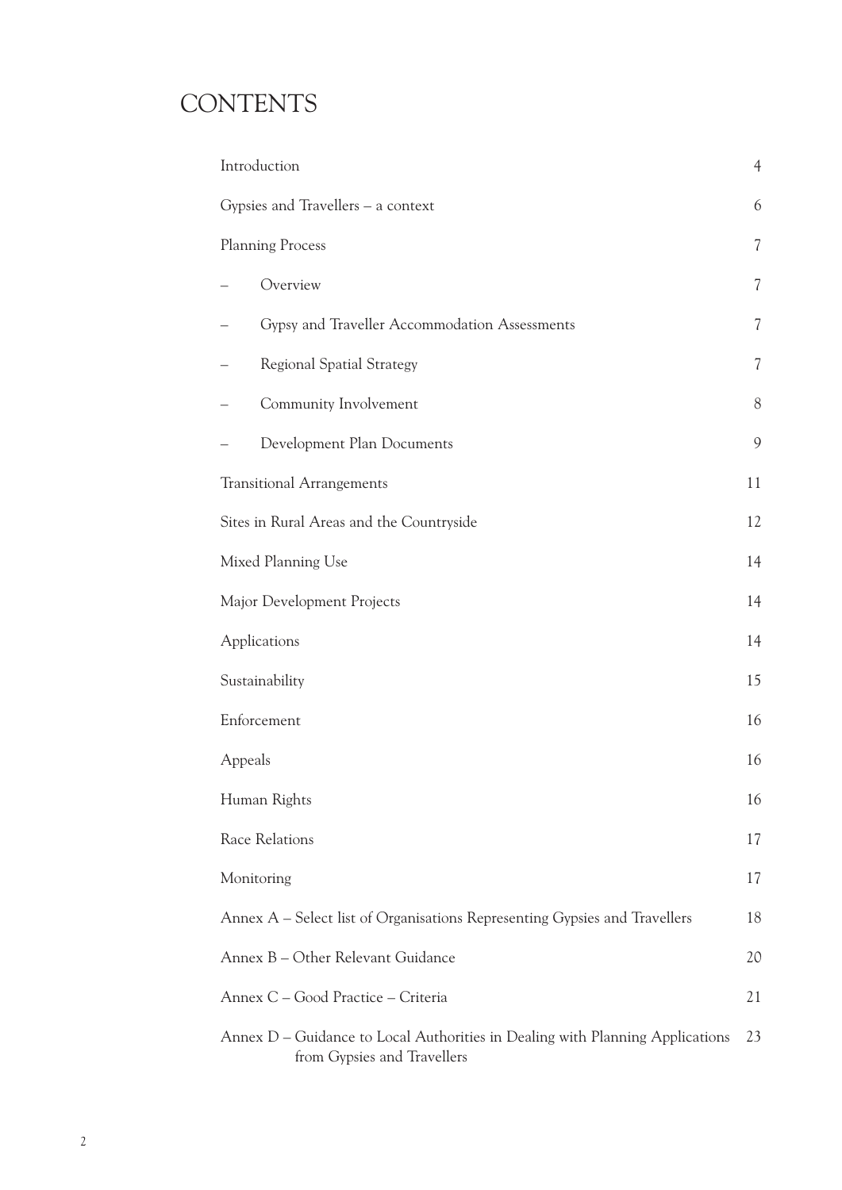# CONTENTS

| | |
|---|---|
| Introduction | 4 |
| Gypsies and Travellers – a context | 6 |
| Planning Process | 7 |
| – Overview | 7 |
| – Gypsy and Traveller Accommodation Assessments | 7 |
| – Regional Spatial Strategy | 7 |
| – Community Involvement | 8 |
| – Development Plan Documents | 9 |
| Transitional Arrangements | 11 |
| Sites in Rural Areas and the Countryside | 12 |
| Mixed Planning Use | 14 |
| Major Development Projects | 14 |
| Applications | 14 |
| Sustainability | 15 |
| Enforcement | 16 |
| Appeals | 16 |
| Human Rights | 16 |
| Race Relations | 17 |
| Monitoring | 17 |
| Annex A – Select list of Organisations Representing Gypsies and Travellers | 18 |
| Annex B – Other Relevant Guidance | 20 |
| Annex C – Good Practice – Criteria | 21 |
| Annex D – Guidance to Local Authorities in Dealing with Planning Applications from Gypsies and Travellers | 23 |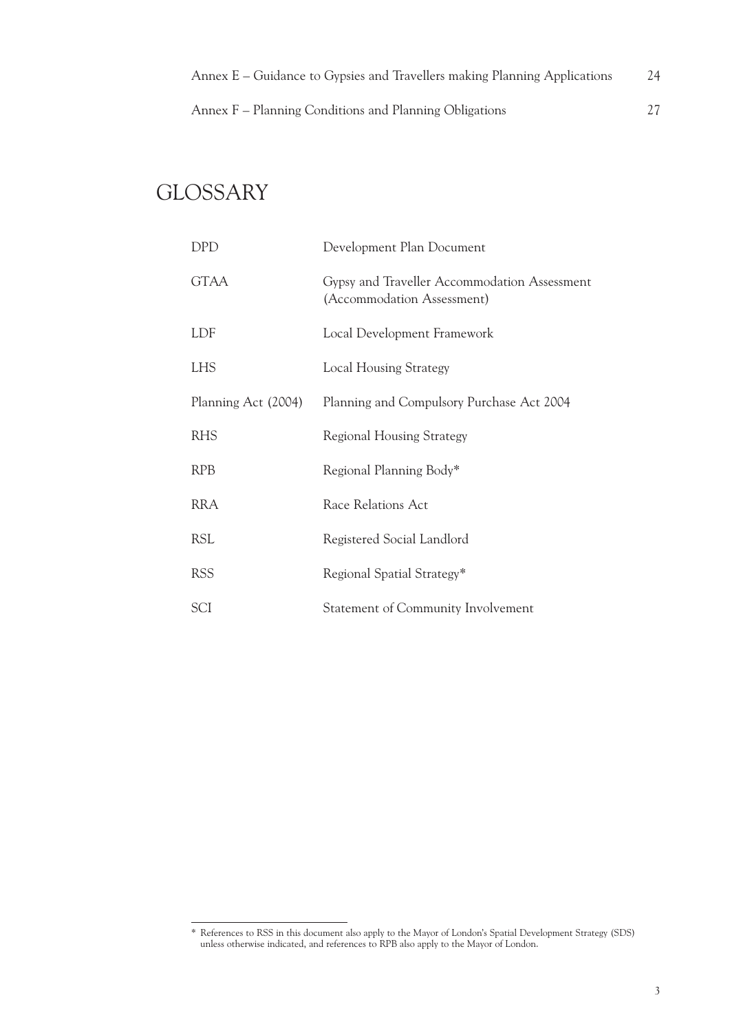| | |
|---|---|
| Annex E – Guidance to Gypsies and Travellers making Planning Applications | 24 |
| Annex F – Planning Conditions and Planning Obligations | 27 |

# GLOSSARY

| | |
|---|---|
| DPD | Development Plan Document |
| GTAA | Gypsy and Traveller Accommodation Assessment (Accommodation Assessment) |
| LDF | Local Development Framework |
| LHS | Local Housing Strategy |
| Planning Act (2004) | Planning and Compulsory Purchase Act 2004 |
| RHS | Regional Housing Strategy |
| RPB | Regional Planning Body* |
| RRA | Race Relations Act |
| RSL | Registered Social Landlord |
| RSS | Regional Spatial Strategy* |
| SCI | Statement of Community Involvement |

---

* References to RSS in this document also apply to the Mayor of London's Spatial Development Strategy (SDS) unless otherwise indicated, and references to RPB also apply to the Mayor of London.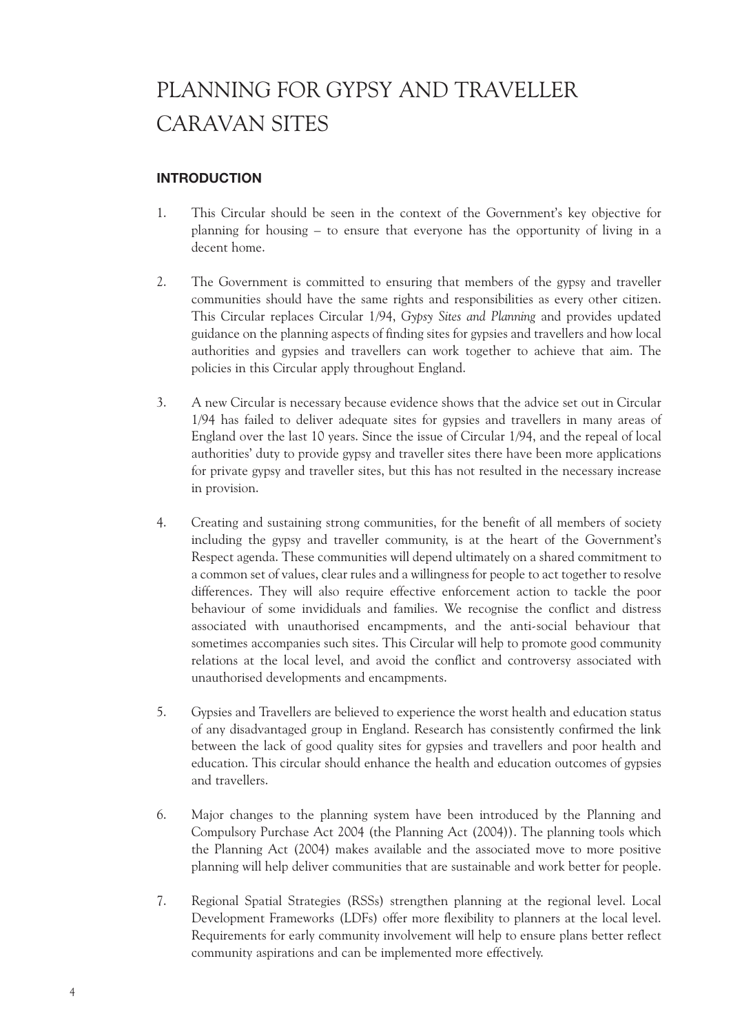# PLANNING FOR GYPSY AND TRAVELLER CARAVAN SITES

## INTRODUCTION

1. This Circular should be seen in the context of the Government's key objective for planning for housing – to ensure that everyone has the opportunity of living in a decent home.

2. The Government is committed to ensuring that members of the gypsy and traveller communities should have the same rights and responsibilities as every other citizen. This Circular replaces Circular 1/94, *Gypsy Sites and Planning* and provides updated guidance on the planning aspects of finding sites for gypsies and travellers and how local authorities and gypsies and travellers can work together to achieve that aim. The policies in this Circular apply throughout England.

3. A new Circular is necessary because evidence shows that the advice set out in Circular 1/94 has failed to deliver adequate sites for gypsies and travellers in many areas of England over the last 10 years. Since the issue of Circular 1/94, and the repeal of local authorities' duty to provide gypsy and traveller sites there have been more applications for private gypsy and traveller sites, but this has not resulted in the necessary increase in provision.

4. Creating and sustaining strong communities, for the benefit of all members of society including the gypsy and traveller community, is at the heart of the Government's Respect agenda. These communities will depend ultimately on a shared commitment to a common set of values, clear rules and a willingness for people to act together to resolve differences. They will also require effective enforcement action to tackle the poor behaviour of some invididuals and families. We recognise the conflict and distress associated with unauthorised encampments, and the anti-social behaviour that sometimes accompanies such sites. This Circular will help to promote good community relations at the local level, and avoid the conflict and controversy associated with unauthorised developments and encampments.

5. Gypsies and Travellers are believed to experience the worst health and education status of any disadvantaged group in England. Research has consistently confirmed the link between the lack of good quality sites for gypsies and travellers and poor health and education. This circular should enhance the health and education outcomes of gypsies and travellers.

6. Major changes to the planning system have been introduced by the Planning and Compulsory Purchase Act 2004 (the Planning Act (2004)). The planning tools which the Planning Act (2004) makes available and the associated move to more positive planning will help deliver communities that are sustainable and work better for people.

7. Regional Spatial Strategies (RSSs) strengthen planning at the regional level. Local Development Frameworks (LDFs) offer more flexibility to planners at the local level. Requirements for early community involvement will help to ensure plans better reflect community aspirations and can be implemented more effectively.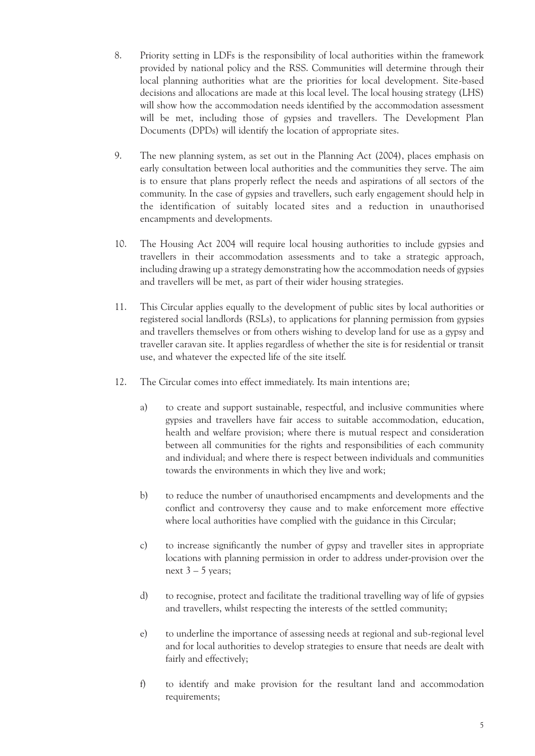8. Priority setting in LDFs is the responsibility of local authorities within the framework provided by national policy and the RSS. Communities will determine through their local planning authorities what are the priorities for local development. Site-based decisions and allocations are made at this local level. The local housing strategy (LHS) will show how the accommodation needs identified by the accommodation assessment will be met, including those of gypsies and travellers. The Development Plan Documents (DPDs) will identify the location of appropriate sites.

9. The new planning system, as set out in the Planning Act (2004), places emphasis on early consultation between local authorities and the communities they serve. The aim is to ensure that plans properly reflect the needs and aspirations of all sectors of the community. In the case of gypsies and travellers, such early engagement should help in the identification of suitably located sites and a reduction in unauthorised encampments and developments.

10. The Housing Act 2004 will require local housing authorities to include gypsies and travellers in their accommodation assessments and to take a strategic approach, including drawing up a strategy demonstrating how the accommodation needs of gypsies and travellers will be met, as part of their wider housing strategies.

11. This Circular applies equally to the development of public sites by local authorities or registered social landlords (RSLs), to applications for planning permission from gypsies and travellers themselves or from others wishing to develop land for use as a gypsy and traveller caravan site. It applies regardless of whether the site is for residential or transit use, and whatever the expected life of the site itself.

12. The Circular comes into effect immediately. Its main intentions are;

    a) to create and support sustainable, respectful, and inclusive communities where gypsies and travellers have fair access to suitable accommodation, education, health and welfare provision; where there is mutual respect and consideration between all communities for the rights and responsibilities of each community and individual; and where there is respect between individuals and communities towards the environments in which they live and work;

    b) to reduce the number of unauthorised encampments and developments and the conflict and controversy they cause and to make enforcement more effective where local authorities have complied with the guidance in this Circular;

    c) to increase significantly the number of gypsy and traveller sites in appropriate locations with planning permission in order to address under-provision over the next 3 – 5 years;

    d) to recognise, protect and facilitate the traditional travelling way of life of gypsies and travellers, whilst respecting the interests of the settled community;

    e) to underline the importance of assessing needs at regional and sub-regional level and for local authorities to develop strategies to ensure that needs are dealt with fairly and effectively;

    f) to identify and make provision for the resultant land and accommodation requirements;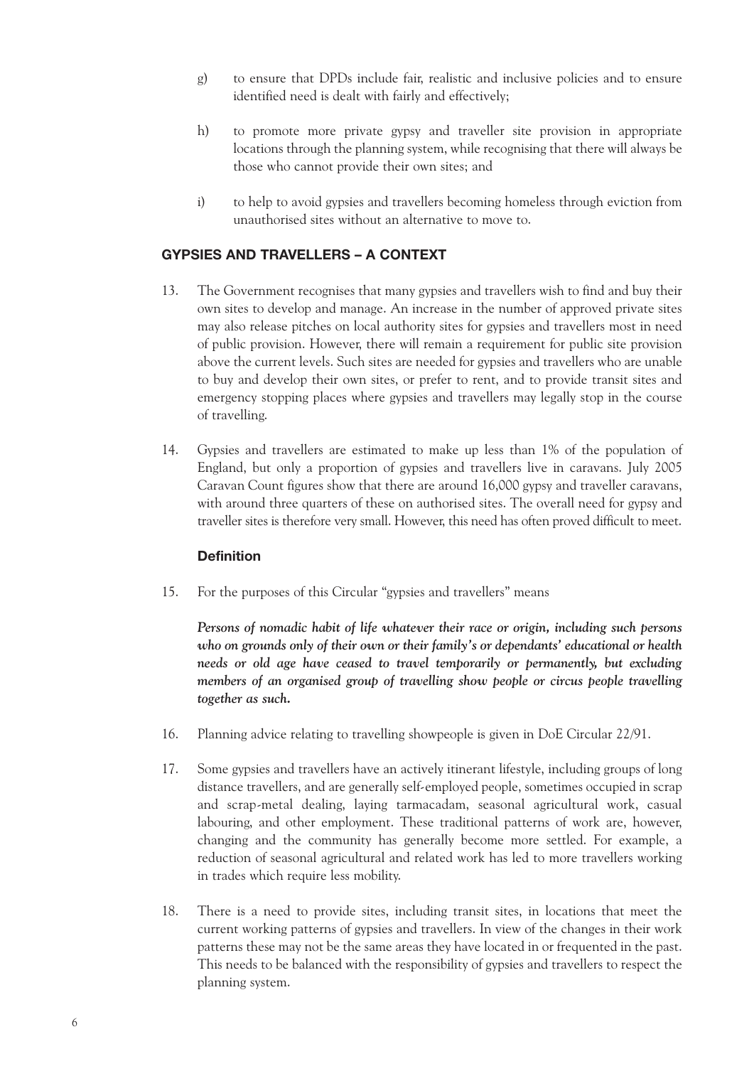g) to ensure that DPDs include fair, realistic and inclusive policies and to ensure identified need is dealt with fairly and effectively;

h) to promote more private gypsy and traveller site provision in appropriate locations through the planning system, while recognising that there will always be those who cannot provide their own sites; and

i) to help to avoid gypsies and travellers becoming homeless through eviction from unauthorised sites without an alternative to move to.

## GYPSIES AND TRAVELLERS – A CONTEXT

13. The Government recognises that many gypsies and travellers wish to find and buy their own sites to develop and manage. An increase in the number of approved private sites may also release pitches on local authority sites for gypsies and travellers most in need of public provision. However, there will remain a requirement for public site provision above the current levels. Such sites are needed for gypsies and travellers who are unable to buy and develop their own sites, or prefer to rent, and to provide transit sites and emergency stopping places where gypsies and travellers may legally stop in the course of travelling.

14. Gypsies and travellers are estimated to make up less than 1% of the population of England, but only a proportion of gypsies and travellers live in caravans. July 2005 Caravan Count figures show that there are around 16,000 gypsy and traveller caravans, with around three quarters of these on authorised sites. The overall need for gypsy and traveller sites is therefore very small. However, this need has often proved difficult to meet.

### Definition

15. For the purposes of this Circular "gypsies and travellers" means

    ***Persons of nomadic habit of life whatever their race or origin, including such persons who on grounds only of their own or their family's or dependants' educational or health needs or old age have ceased to travel temporarily or permanently, but excluding members of an organised group of travelling show people or circus people travelling together as such.***

16. Planning advice relating to travelling showpeople is given in DoE Circular 22/91.

17. Some gypsies and travellers have an actively itinerant lifestyle, including groups of long distance travellers, and are generally self-employed people, sometimes occupied in scrap and scrap-metal dealing, laying tarmacadam, seasonal agricultural work, casual labouring, and other employment. These traditional patterns of work are, however, changing and the community has generally become more settled. For example, a reduction of seasonal agricultural and related work has led to more travellers working in trades which require less mobility.

18. There is a need to provide sites, including transit sites, in locations that meet the current working patterns of gypsies and travellers. In view of the changes in their work patterns these may not be the same areas they have located in or frequented in the past. This needs to be balanced with the responsibility of gypsies and travellers to respect the planning system.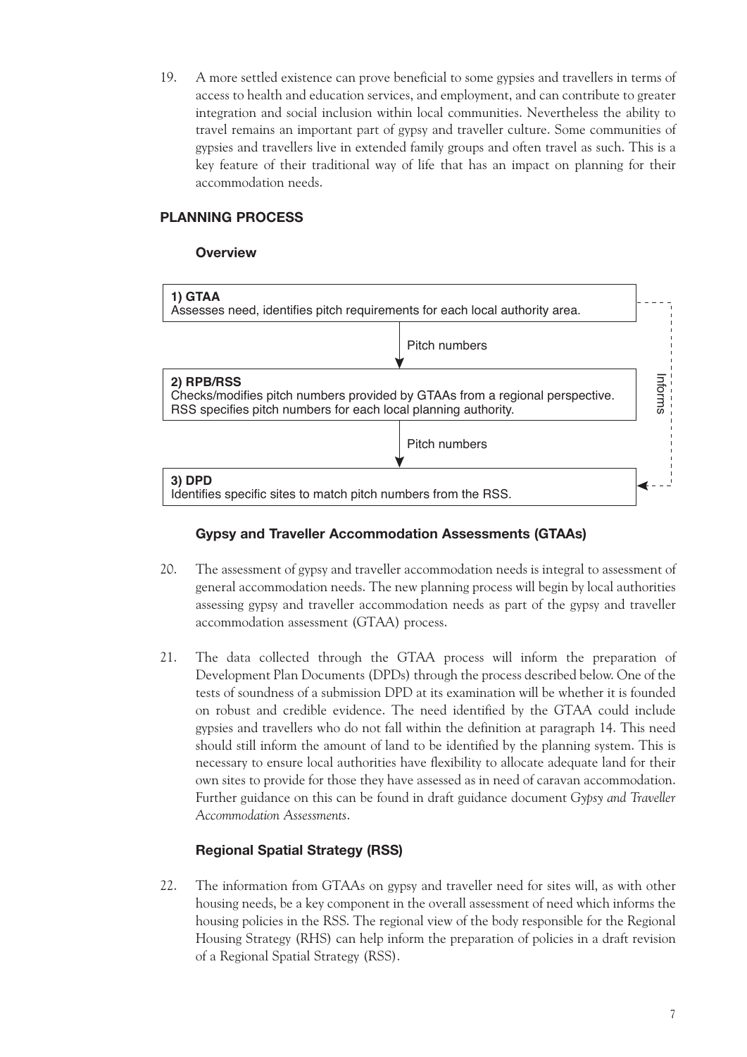19. A more settled existence can prove beneficial to some gypsies and travellers in terms of access to health and education services, and employment, and can contribute to greater integration and social inclusion within local communities. Nevertheless the ability to travel remains an important part of gypsy and traveller culture. Some communities of gypsies and travellers live in extended family groups and often travel as such. This is a key feature of their traditional way of life that has an impact on planning for their accommodation needs.

## PLANNING PROCESS

### Overview

**1) GTAA**
Assesses need, identifies pitch requirements for each local authority area.

↓ Pitch numbers

**2) RPB/RSS**
Checks/modifies pitch numbers provided by GTAAs from a regional perspective. RSS specifies pitch numbers for each local planning authority.

↓ Pitch numbers

**3) DPD**
Identifies specific sites to match pitch numbers from the RSS.

(GTAA --- Informs ---> DPD)

### Gypsy and Traveller Accommodation Assessments (GTAAs)

20. The assessment of gypsy and traveller accommodation needs is integral to assessment of general accommodation needs. The new planning process will begin by local authorities assessing gypsy and traveller accommodation needs as part of the gypsy and traveller accommodation assessment (GTAA) process.

21. The data collected through the GTAA process will inform the preparation of Development Plan Documents (DPDs) through the process described below. One of the tests of soundness of a submission DPD at its examination will be whether it is founded on robust and credible evidence. The need identified by the GTAA could include gypsies and travellers who do not fall within the definition at paragraph 14. This need should still inform the amount of land to be identified by the planning system. This is necessary to ensure local authorities have flexibility to allocate adequate land for their own sites to provide for those they have assessed as in need of caravan accommodation. Further guidance on this can be found in draft guidance document *Gypsy and Traveller Accommodation Assessments*.

### Regional Spatial Strategy (RSS)

22. The information from GTAAs on gypsy and traveller need for sites will, as with other housing needs, be a key component in the overall assessment of need which informs the housing policies in the RSS. The regional view of the body responsible for the Regional Housing Strategy (RHS) can help inform the preparation of policies in a draft revision of a Regional Spatial Strategy (RSS).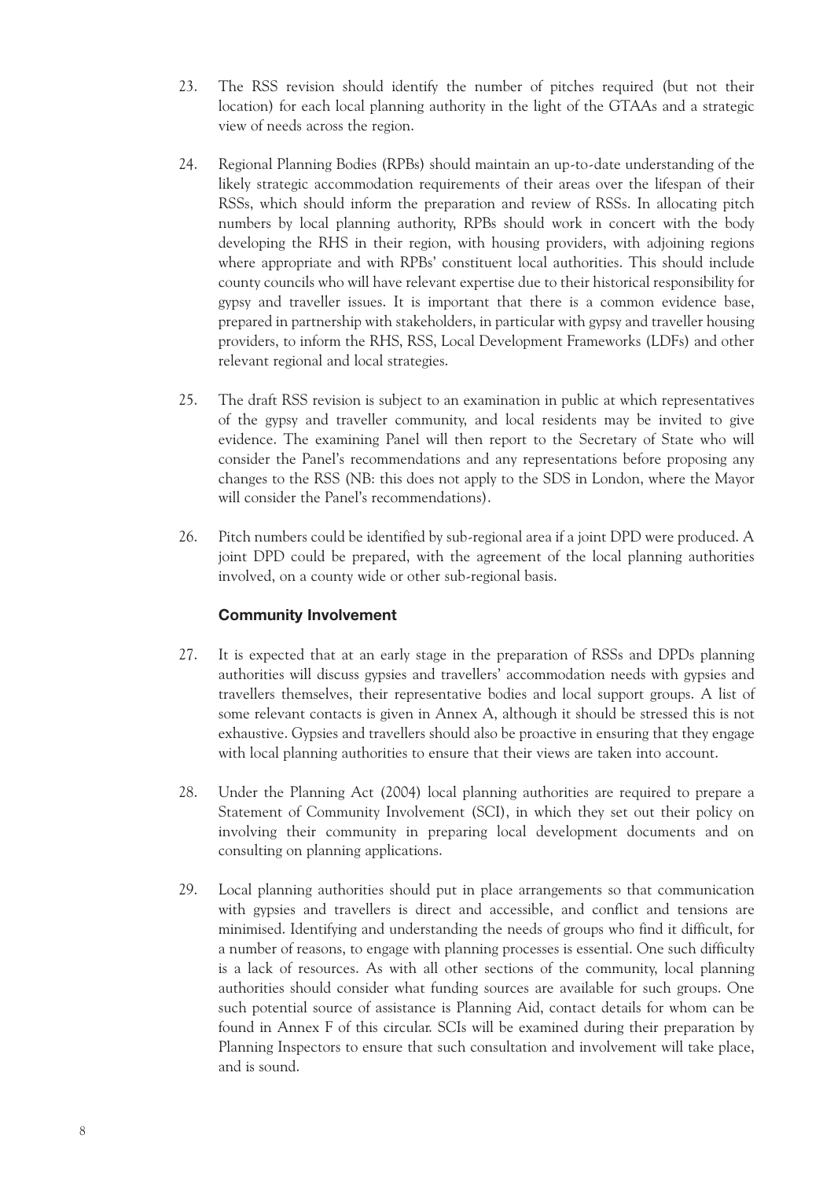23. The RSS revision should identify the number of pitches required (but not their location) for each local planning authority in the light of the GTAAs and a strategic view of needs across the region.

24. Regional Planning Bodies (RPBs) should maintain an up-to-date understanding of the likely strategic accommodation requirements of their areas over the lifespan of their RSSs, which should inform the preparation and review of RSSs. In allocating pitch numbers by local planning authority, RPBs should work in concert with the body developing the RHS in their region, with housing providers, with adjoining regions where appropriate and with RPBs' constituent local authorities. This should include county councils who will have relevant expertise due to their historical responsibility for gypsy and traveller issues. It is important that there is a common evidence base, prepared in partnership with stakeholders, in particular with gypsy and traveller housing providers, to inform the RHS, RSS, Local Development Frameworks (LDFs) and other relevant regional and local strategies.

25. The draft RSS revision is subject to an examination in public at which representatives of the gypsy and traveller community, and local residents may be invited to give evidence. The examining Panel will then report to the Secretary of State who will consider the Panel's recommendations and any representations before proposing any changes to the RSS (NB: this does not apply to the SDS in London, where the Mayor will consider the Panel's recommendations).

26. Pitch numbers could be identified by sub-regional area if a joint DPD were produced. A joint DPD could be prepared, with the agreement of the local planning authorities involved, on a county wide or other sub-regional basis.

### Community Involvement

27. It is expected that at an early stage in the preparation of RSSs and DPDs planning authorities will discuss gypsies and travellers' accommodation needs with gypsies and travellers themselves, their representative bodies and local support groups. A list of some relevant contacts is given in Annex A, although it should be stressed this is not exhaustive. Gypsies and travellers should also be proactive in ensuring that they engage with local planning authorities to ensure that their views are taken into account.

28. Under the Planning Act (2004) local planning authorities are required to prepare a Statement of Community Involvement (SCI), in which they set out their policy on involving their community in preparing local development documents and on consulting on planning applications.

29. Local planning authorities should put in place arrangements so that communication with gypsies and travellers is direct and accessible, and conflict and tensions are minimised. Identifying and understanding the needs of groups who find it difficult, for a number of reasons, to engage with planning processes is essential. One such difficulty is a lack of resources. As with all other sections of the community, local planning authorities should consider what funding sources are available for such groups. One such potential source of assistance is Planning Aid, contact details for whom can be found in Annex F of this circular. SCIs will be examined during their preparation by Planning Inspectors to ensure that such consultation and involvement will take place, and is sound.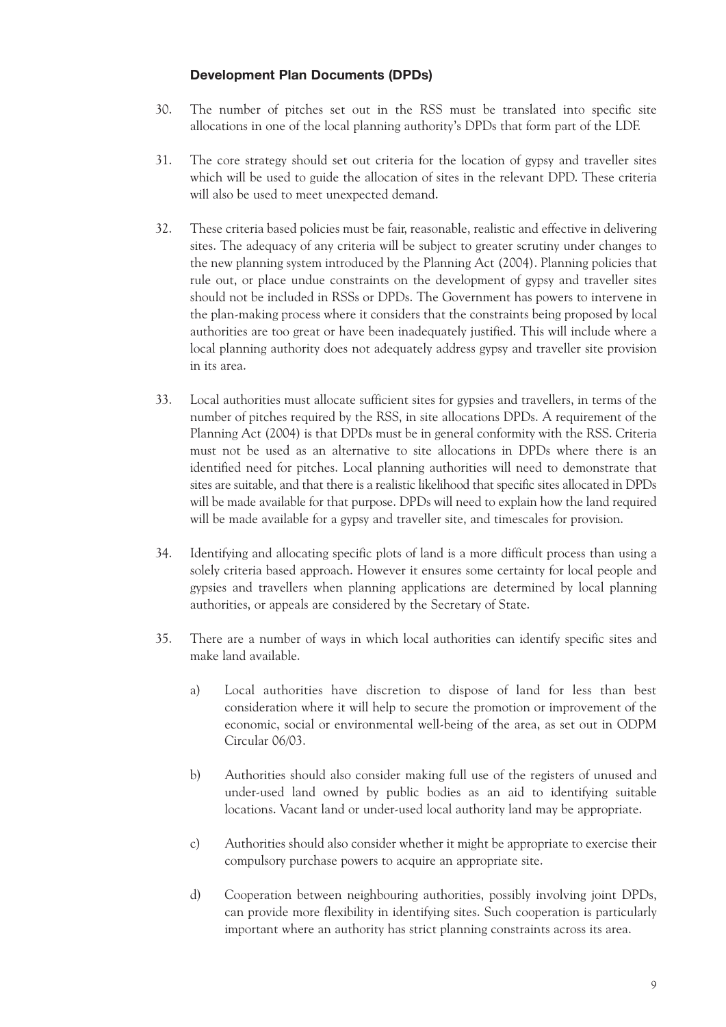### Development Plan Documents (DPDs)

30. The number of pitches set out in the RSS must be translated into specific site allocations in one of the local planning authority's DPDs that form part of the LDF.

31. The core strategy should set out criteria for the location of gypsy and traveller sites which will be used to guide the allocation of sites in the relevant DPD. These criteria will also be used to meet unexpected demand.

32. These criteria based policies must be fair, reasonable, realistic and effective in delivering sites. The adequacy of any criteria will be subject to greater scrutiny under changes to the new planning system introduced by the Planning Act (2004). Planning policies that rule out, or place undue constraints on the development of gypsy and traveller sites should not be included in RSSs or DPDs. The Government has powers to intervene in the plan-making process where it considers that the constraints being proposed by local authorities are too great or have been inadequately justified. This will include where a local planning authority does not adequately address gypsy and traveller site provision in its area.

33. Local authorities must allocate sufficient sites for gypsies and travellers, in terms of the number of pitches required by the RSS, in site allocations DPDs. A requirement of the Planning Act (2004) is that DPDs must be in general conformity with the RSS. Criteria must not be used as an alternative to site allocations in DPDs where there is an identified need for pitches. Local planning authorities will need to demonstrate that sites are suitable, and that there is a realistic likelihood that specific sites allocated in DPDs will be made available for that purpose. DPDs will need to explain how the land required will be made available for a gypsy and traveller site, and timescales for provision.

34. Identifying and allocating specific plots of land is a more difficult process than using a solely criteria based approach. However it ensures some certainty for local people and gypsies and travellers when planning applications are determined by local planning authorities, or appeals are considered by the Secretary of State.

35. There are a number of ways in which local authorities can identify specific sites and make land available.

    a) Local authorities have discretion to dispose of land for less than best consideration where it will help to secure the promotion or improvement of the economic, social or environmental well-being of the area, as set out in ODPM Circular 06/03.

    b) Authorities should also consider making full use of the registers of unused and under-used land owned by public bodies as an aid to identifying suitable locations. Vacant land or under-used local authority land may be appropriate.

    c) Authorities should also consider whether it might be appropriate to exercise their compulsory purchase powers to acquire an appropriate site.

    d) Cooperation between neighbouring authorities, possibly involving joint DPDs, can provide more flexibility in identifying sites. Such cooperation is particularly important where an authority has strict planning constraints across its area.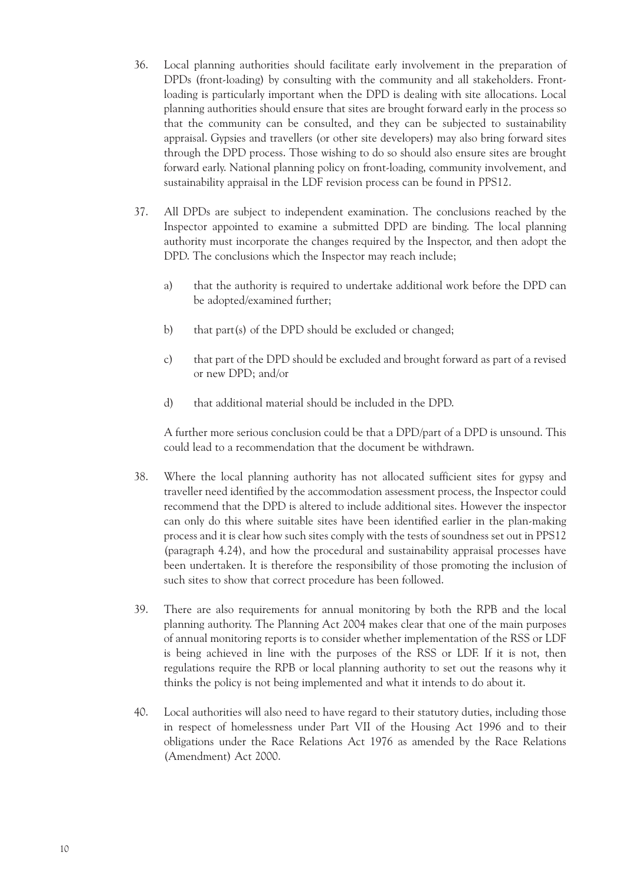36. Local planning authorities should facilitate early involvement in the preparation of DPDs (front-loading) by consulting with the community and all stakeholders. Front-loading is particularly important when the DPD is dealing with site allocations. Local planning authorities should ensure that sites are brought forward early in the process so that the community can be consulted, and they can be subjected to sustainability appraisal. Gypsies and travellers (or other site developers) may also bring forward sites through the DPD process. Those wishing to do so should also ensure sites are brought forward early. National planning policy on front-loading, community involvement, and sustainability appraisal in the LDF revision process can be found in PPS12.

37. All DPDs are subject to independent examination. The conclusions reached by the Inspector appointed to examine a submitted DPD are binding. The local planning authority must incorporate the changes required by the Inspector, and then adopt the DPD. The conclusions which the Inspector may reach include;

    a) that the authority is required to undertake additional work before the DPD can be adopted/examined further;

    b) that part(s) of the DPD should be excluded or changed;

    c) that part of the DPD should be excluded and brought forward as part of a revised or new DPD; and/or

    d) that additional material should be included in the DPD.

    A further more serious conclusion could be that a DPD/part of a DPD is unsound. This could lead to a recommendation that the document be withdrawn.

38. Where the local planning authority has not allocated sufficient sites for gypsy and traveller need identified by the accommodation assessment process, the Inspector could recommend that the DPD is altered to include additional sites. However the inspector can only do this where suitable sites have been identified earlier in the plan-making process and it is clear how such sites comply with the tests of soundness set out in PPS12 (paragraph 4.24), and how the procedural and sustainability appraisal processes have been undertaken. It is therefore the responsibility of those promoting the inclusion of such sites to show that correct procedure has been followed.

39. There are also requirements for annual monitoring by both the RPB and the local planning authority. The Planning Act 2004 makes clear that one of the main purposes of annual monitoring reports is to consider whether implementation of the RSS or LDF is being achieved in line with the purposes of the RSS or LDF. If it is not, then regulations require the RPB or local planning authority to set out the reasons why it thinks the policy is not being implemented and what it intends to do about it.

40. Local authorities will also need to have regard to their statutory duties, including those in respect of homelessness under Part VII of the Housing Act 1996 and to their obligations under the Race Relations Act 1976 as amended by the Race Relations (Amendment) Act 2000.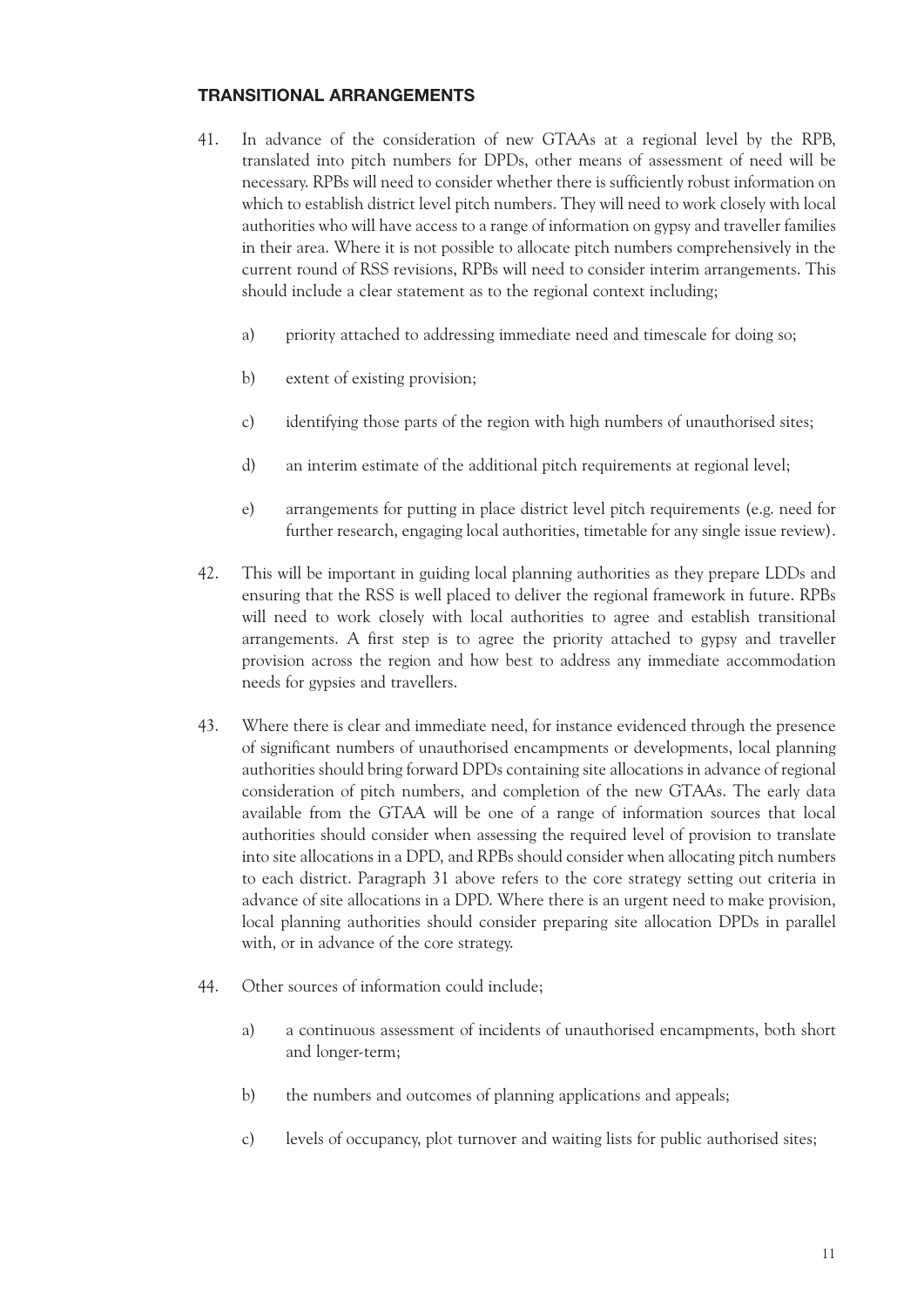## TRANSITIONAL ARRANGEMENTS

41. In advance of the consideration of new GTAAs at a regional level by the RPB, translated into pitch numbers for DPDs, other means of assessment of need will be necessary. RPBs will need to consider whether there is sufficiently robust information on which to establish district level pitch numbers. They will need to work closely with local authorities who will have access to a range of information on gypsy and traveller families in their area. Where it is not possible to allocate pitch numbers comprehensively in the current round of RSS revisions, RPBs will need to consider interim arrangements. This should include a clear statement as to the regional context including;

    a) priority attached to addressing immediate need and timescale for doing so;

    b) extent of existing provision;

    c) identifying those parts of the region with high numbers of unauthorised sites;

    d) an interim estimate of the additional pitch requirements at regional level;

    e) arrangements for putting in place district level pitch requirements (e.g. need for further research, engaging local authorities, timetable for any single issue review).

42. This will be important in guiding local planning authorities as they prepare LDDs and ensuring that the RSS is well placed to deliver the regional framework in future. RPBs will need to work closely with local authorities to agree and establish transitional arrangements. A first step is to agree the priority attached to gypsy and traveller provision across the region and how best to address any immediate accommodation needs for gypsies and travellers.

43. Where there is clear and immediate need, for instance evidenced through the presence of significant numbers of unauthorised encampments or developments, local planning authorities should bring forward DPDs containing site allocations in advance of regional consideration of pitch numbers, and completion of the new GTAAs. The early data available from the GTAA will be one of a range of information sources that local authorities should consider when assessing the required level of provision to translate into site allocations in a DPD, and RPBs should consider when allocating pitch numbers to each district. Paragraph 31 above refers to the core strategy setting out criteria in advance of site allocations in a DPD. Where there is an urgent need to make provision, local planning authorities should consider preparing site allocation DPDs in parallel with, or in advance of the core strategy.

44. Other sources of information could include;

    a) a continuous assessment of incidents of unauthorised encampments, both short and longer-term;

    b) the numbers and outcomes of planning applications and appeals;

    c) levels of occupancy, plot turnover and waiting lists for public authorised sites;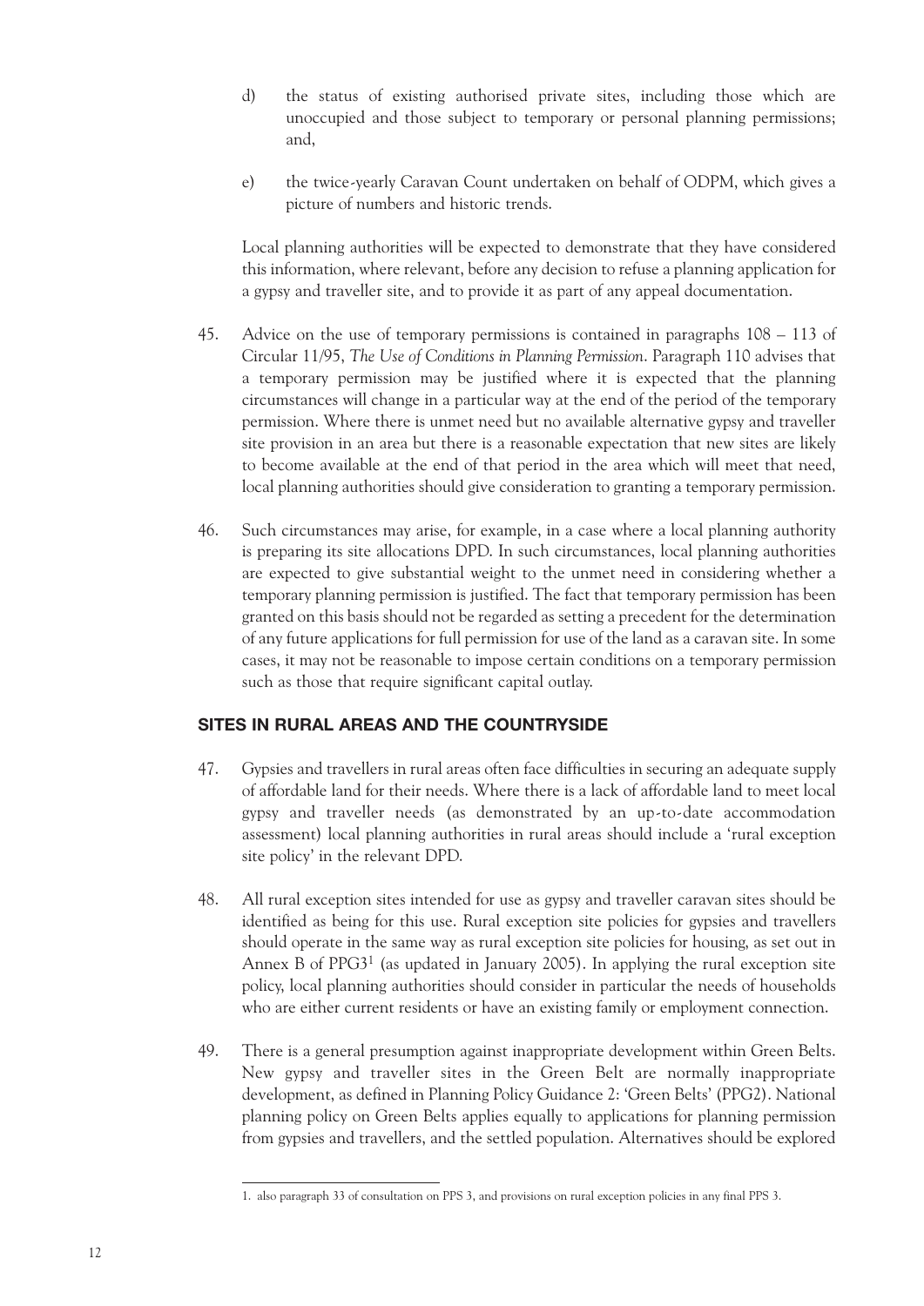d) the status of existing authorised private sites, including those which are unoccupied and those subject to temporary or personal planning permissions; and,

e) the twice-yearly Caravan Count undertaken on behalf of ODPM, which gives a picture of numbers and historic trends.

Local planning authorities will be expected to demonstrate that they have considered this information, where relevant, before any decision to refuse a planning application for a gypsy and traveller site, and to provide it as part of any appeal documentation.

45. Advice on the use of temporary permissions is contained in paragraphs 108 – 113 of Circular 11/95, *The Use of Conditions in Planning Permission*. Paragraph 110 advises that a temporary permission may be justified where it is expected that the planning circumstances will change in a particular way at the end of the period of the temporary permission. Where there is unmet need but no available alternative gypsy and traveller site provision in an area but there is a reasonable expectation that new sites are likely to become available at the end of that period in the area which will meet that need, local planning authorities should give consideration to granting a temporary permission.

46. Such circumstances may arise, for example, in a case where a local planning authority is preparing its site allocations DPD. In such circumstances, local planning authorities are expected to give substantial weight to the unmet need in considering whether a temporary planning permission is justified. The fact that temporary permission has been granted on this basis should not be regarded as setting a precedent for the determination of any future applications for full permission for use of the land as a caravan site. In some cases, it may not be reasonable to impose certain conditions on a temporary permission such as those that require significant capital outlay.

## SITES IN RURAL AREAS AND THE COUNTRYSIDE

47. Gypsies and travellers in rural areas often face difficulties in securing an adequate supply of affordable land for their needs. Where there is a lack of affordable land to meet local gypsy and traveller needs (as demonstrated by an up-to-date accommodation assessment) local planning authorities in rural areas should include a 'rural exception site policy' in the relevant DPD.

48. All rural exception sites intended for use as gypsy and traveller caravan sites should be identified as being for this use. Rural exception site policies for gypsies and travellers should operate in the same way as rural exception site policies for housing, as set out in Annex B of PPG3[1] (as updated in January 2005). In applying the rural exception site policy, local planning authorities should consider in particular the needs of households who are either current residents or have an existing family or employment connection.

49. There is a general presumption against inappropriate development within Green Belts. New gypsy and traveller sites in the Green Belt are normally inappropriate development, as defined in Planning Policy Guidance 2: 'Green Belts' (PPG2). National planning policy on Green Belts applies equally to applications for planning permission from gypsies and travellers, and the settled population. Alternatives should be explored

---

1. also paragraph 33 of consultation on PPS 3, and provisions on rural exception policies in any final PPS 3.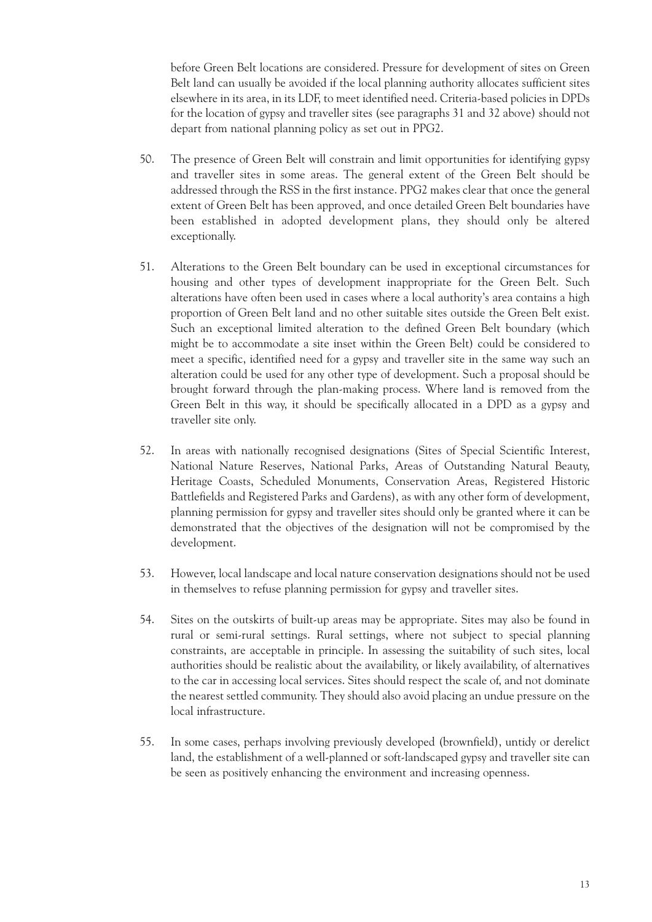before Green Belt locations are considered. Pressure for development of sites on Green Belt land can usually be avoided if the local planning authority allocates sufficient sites elsewhere in its area, in its LDF, to meet identified need. Criteria-based policies in DPDs for the location of gypsy and traveller sites (see paragraphs 31 and 32 above) should not depart from national planning policy as set out in PPG2.

50. The presence of Green Belt will constrain and limit opportunities for identifying gypsy and traveller sites in some areas. The general extent of the Green Belt should be addressed through the RSS in the first instance. PPG2 makes clear that once the general extent of Green Belt has been approved, and once detailed Green Belt boundaries have been established in adopted development plans, they should only be altered exceptionally.

51. Alterations to the Green Belt boundary can be used in exceptional circumstances for housing and other types of development inappropriate for the Green Belt. Such alterations have often been used in cases where a local authority's area contains a high proportion of Green Belt land and no other suitable sites outside the Green Belt exist. Such an exceptional limited alteration to the defined Green Belt boundary (which might be to accommodate a site inset within the Green Belt) could be considered to meet a specific, identified need for a gypsy and traveller site in the same way such an alteration could be used for any other type of development. Such a proposal should be brought forward through the plan-making process. Where land is removed from the Green Belt in this way, it should be specifically allocated in a DPD as a gypsy and traveller site only.

52. In areas with nationally recognised designations (Sites of Special Scientific Interest, National Nature Reserves, National Parks, Areas of Outstanding Natural Beauty, Heritage Coasts, Scheduled Monuments, Conservation Areas, Registered Historic Battlefields and Registered Parks and Gardens), as with any other form of development, planning permission for gypsy and traveller sites should only be granted where it can be demonstrated that the objectives of the designation will not be compromised by the development.

53. However, local landscape and local nature conservation designations should not be used in themselves to refuse planning permission for gypsy and traveller sites.

54. Sites on the outskirts of built-up areas may be appropriate. Sites may also be found in rural or semi-rural settings. Rural settings, where not subject to special planning constraints, are acceptable in principle. In assessing the suitability of such sites, local authorities should be realistic about the availability, or likely availability, of alternatives to the car in accessing local services. Sites should respect the scale of, and not dominate the nearest settled community. They should also avoid placing an undue pressure on the local infrastructure.

55. In some cases, perhaps involving previously developed (brownfield), untidy or derelict land, the establishment of a well-planned or soft-landscaped gypsy and traveller site can be seen as positively enhancing the environment and increasing openness.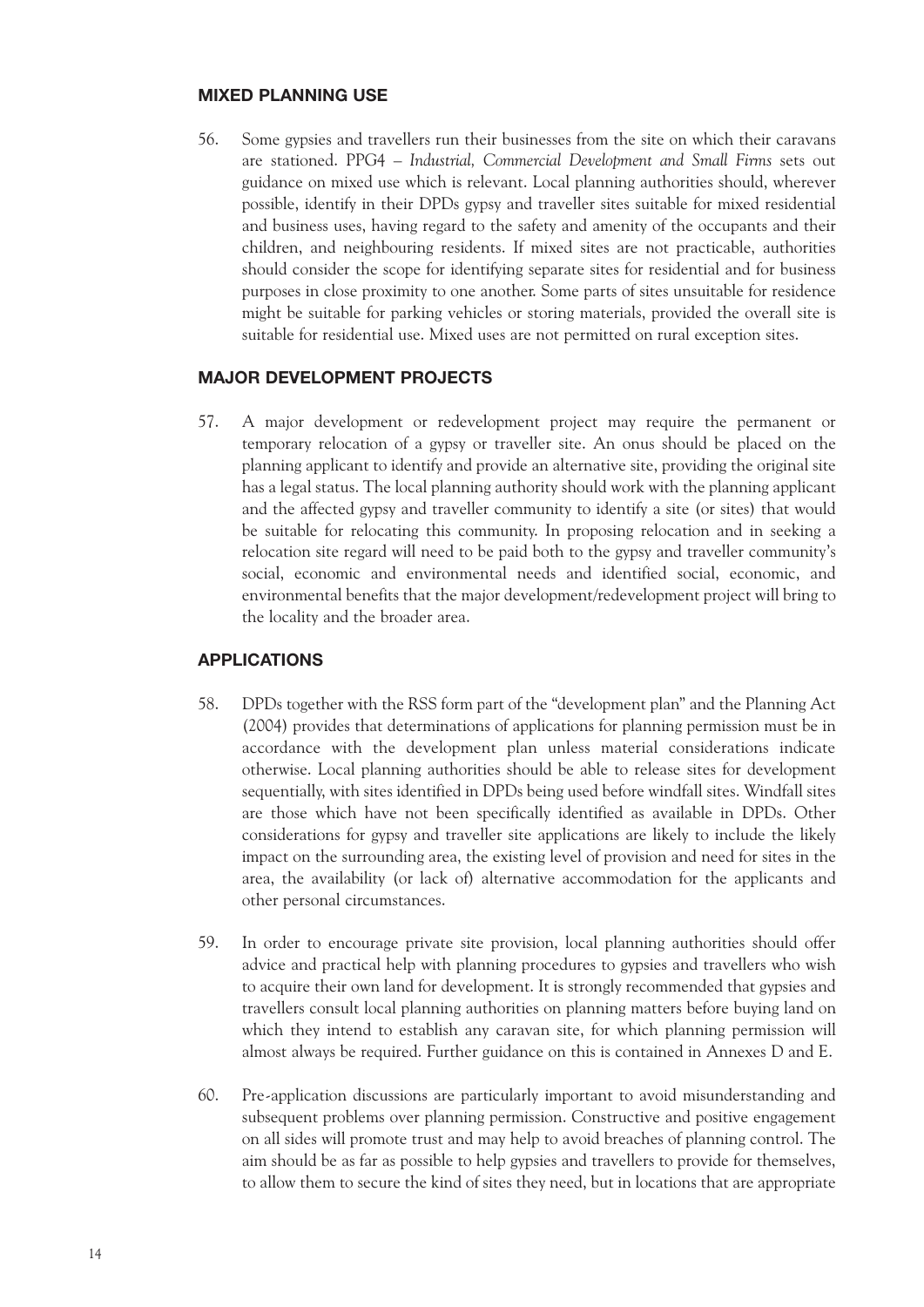## MIXED PLANNING USE

56. Some gypsies and travellers run their businesses from the site on which their caravans are stationed. PPG4 – *Industrial, Commercial Development and Small Firms* sets out guidance on mixed use which is relevant. Local planning authorities should, wherever possible, identify in their DPDs gypsy and traveller sites suitable for mixed residential and business uses, having regard to the safety and amenity of the occupants and their children, and neighbouring residents. If mixed sites are not practicable, authorities should consider the scope for identifying separate sites for residential and for business purposes in close proximity to one another. Some parts of sites unsuitable for residence might be suitable for parking vehicles or storing materials, provided the overall site is suitable for residential use. Mixed uses are not permitted on rural exception sites.

## MAJOR DEVELOPMENT PROJECTS

57. A major development or redevelopment project may require the permanent or temporary relocation of a gypsy or traveller site. An onus should be placed on the planning applicant to identify and provide an alternative site, providing the original site has a legal status. The local planning authority should work with the planning applicant and the affected gypsy and traveller community to identify a site (or sites) that would be suitable for relocating this community. In proposing relocation and in seeking a relocation site regard will need to be paid both to the gypsy and traveller community's social, economic and environmental needs and identified social, economic, and environmental benefits that the major development/redevelopment project will bring to the locality and the broader area.

## APPLICATIONS

58. DPDs together with the RSS form part of the "development plan" and the Planning Act (2004) provides that determinations of applications for planning permission must be in accordance with the development plan unless material considerations indicate otherwise. Local planning authorities should be able to release sites for development sequentially, with sites identified in DPDs being used before windfall sites. Windfall sites are those which have not been specifically identified as available in DPDs. Other considerations for gypsy and traveller site applications are likely to include the likely impact on the surrounding area, the existing level of provision and need for sites in the area, the availability (or lack of) alternative accommodation for the applicants and other personal circumstances.

59. In order to encourage private site provision, local planning authorities should offer advice and practical help with planning procedures to gypsies and travellers who wish to acquire their own land for development. It is strongly recommended that gypsies and travellers consult local planning authorities on planning matters before buying land on which they intend to establish any caravan site, for which planning permission will almost always be required. Further guidance on this is contained in Annexes D and E.

60. Pre-application discussions are particularly important to avoid misunderstanding and subsequent problems over planning permission. Constructive and positive engagement on all sides will promote trust and may help to avoid breaches of planning control. The aim should be as far as possible to help gypsies and travellers to provide for themselves, to allow them to secure the kind of sites they need, but in locations that are appropriate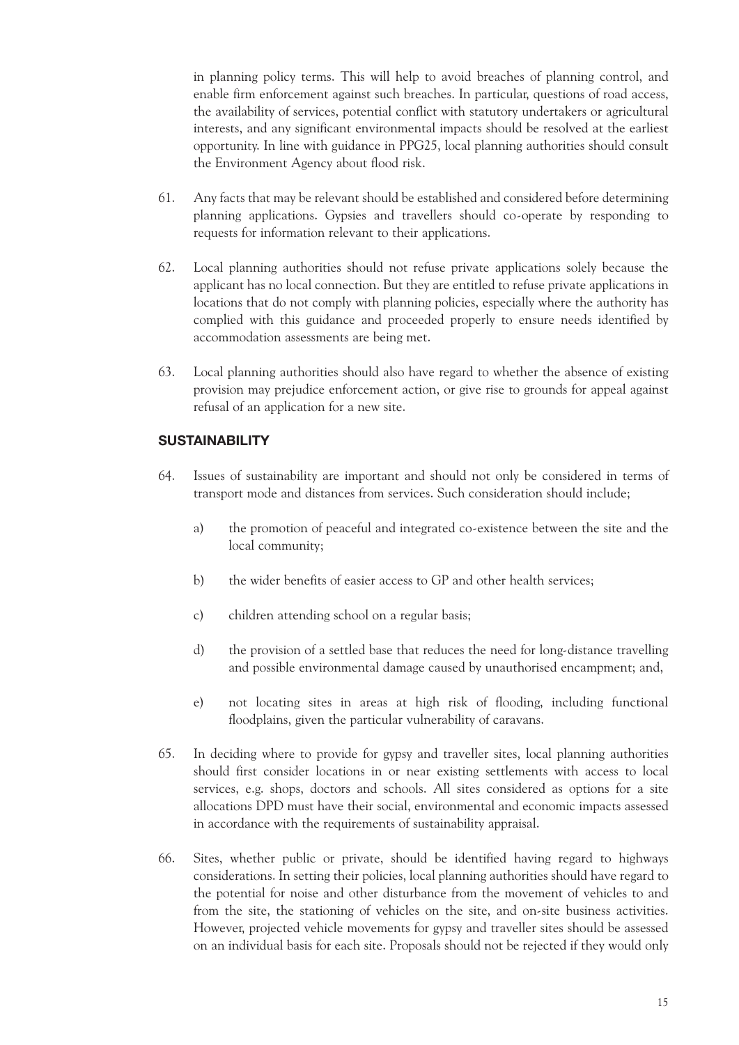in planning policy terms. This will help to avoid breaches of planning control, and enable firm enforcement against such breaches. In particular, questions of road access, the availability of services, potential conflict with statutory undertakers or agricultural interests, and any significant environmental impacts should be resolved at the earliest opportunity. In line with guidance in PPG25, local planning authorities should consult the Environment Agency about flood risk.

61. Any facts that may be relevant should be established and considered before determining planning applications. Gypsies and travellers should co-operate by responding to requests for information relevant to their applications.

62. Local planning authorities should not refuse private applications solely because the applicant has no local connection. But they are entitled to refuse private applications in locations that do not comply with planning policies, especially where the authority has complied with this guidance and proceeded properly to ensure needs identified by accommodation assessments are being met.

63. Local planning authorities should also have regard to whether the absence of existing provision may prejudice enforcement action, or give rise to grounds for appeal against refusal of an application for a new site.

## SUSTAINABILITY

64. Issues of sustainability are important and should not only be considered in terms of transport mode and distances from services. Such consideration should include;

    a) the promotion of peaceful and integrated co-existence between the site and the local community;

    b) the wider benefits of easier access to GP and other health services;

    c) children attending school on a regular basis;

    d) the provision of a settled base that reduces the need for long-distance travelling and possible environmental damage caused by unauthorised encampment; and,

    e) not locating sites in areas at high risk of flooding, including functional floodplains, given the particular vulnerability of caravans.

65. In deciding where to provide for gypsy and traveller sites, local planning authorities should first consider locations in or near existing settlements with access to local services, e.g. shops, doctors and schools. All sites considered as options for a site allocations DPD must have their social, environmental and economic impacts assessed in accordance with the requirements of sustainability appraisal.

66. Sites, whether public or private, should be identified having regard to highways considerations. In setting their policies, local planning authorities should have regard to the potential for noise and other disturbance from the movement of vehicles to and from the site, the stationing of vehicles on the site, and on-site business activities. However, projected vehicle movements for gypsy and traveller sites should be assessed on an individual basis for each site. Proposals should not be rejected if they would only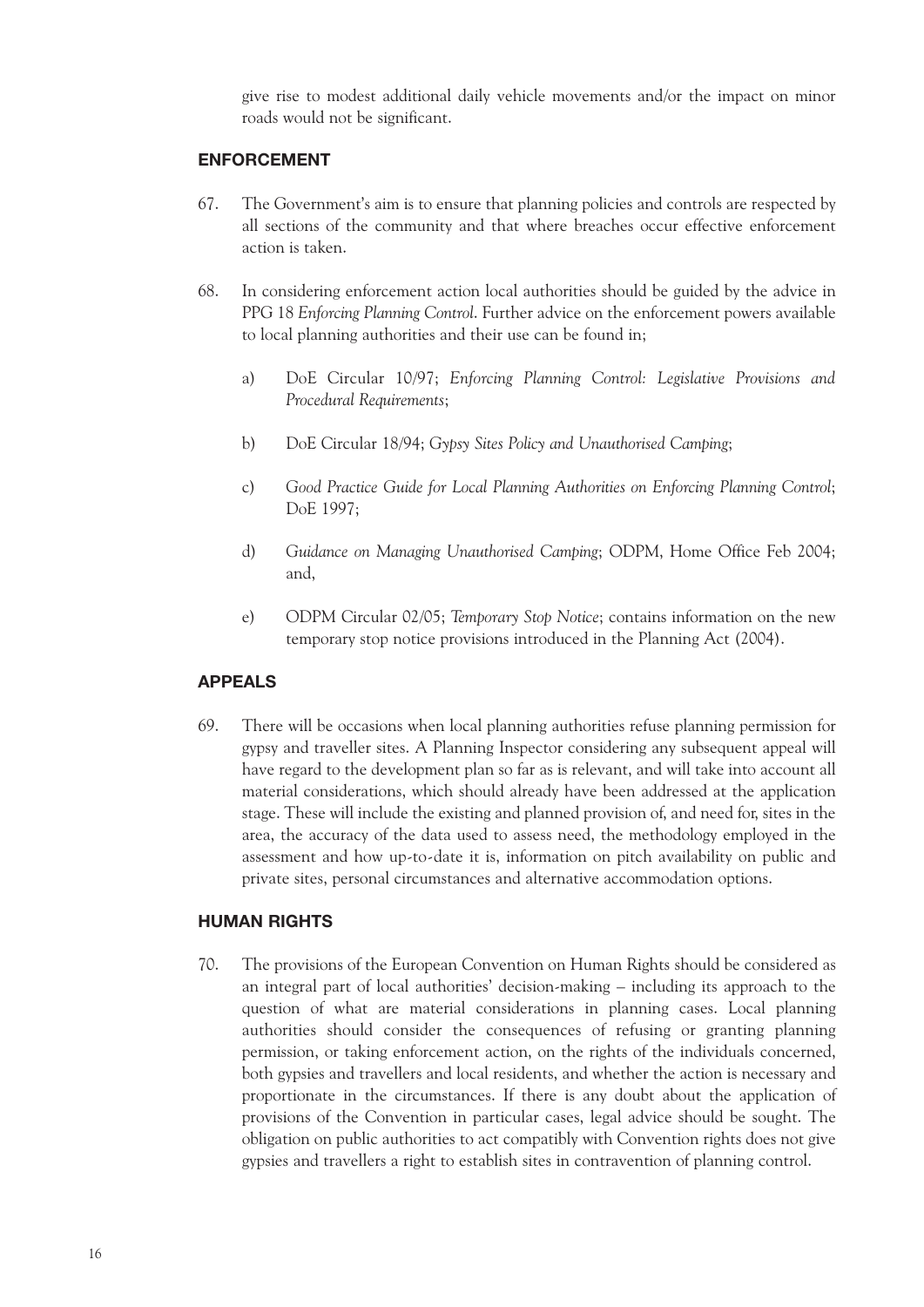give rise to modest additional daily vehicle movements and/or the impact on minor roads would not be significant.

## ENFORCEMENT

67. The Government's aim is to ensure that planning policies and controls are respected by all sections of the community and that where breaches occur effective enforcement action is taken.

68. In considering enforcement action local authorities should be guided by the advice in PPG 18 *Enforcing Planning Control*. Further advice on the enforcement powers available to local planning authorities and their use can be found in;

   a) DoE Circular 10/97; *Enforcing Planning Control: Legislative Provisions and Procedural Requirements*;

   b) DoE Circular 18/94; *Gypsy Sites Policy and Unauthorised Camping*;

   c) *Good Practice Guide for Local Planning Authorities on Enforcing Planning Control*; DoE 1997;

   d) *Guidance on Managing Unauthorised Camping*; ODPM, Home Office Feb 2004; and,

   e) ODPM Circular 02/05; *Temporary Stop Notice*; contains information on the new temporary stop notice provisions introduced in the Planning Act (2004).

## APPEALS

69. There will be occasions when local planning authorities refuse planning permission for gypsy and traveller sites. A Planning Inspector considering any subsequent appeal will have regard to the development plan so far as is relevant, and will take into account all material considerations, which should already have been addressed at the application stage. These will include the existing and planned provision of, and need for, sites in the area, the accuracy of the data used to assess need, the methodology employed in the assessment and how up-to-date it is, information on pitch availability on public and private sites, personal circumstances and alternative accommodation options.

## HUMAN RIGHTS

70. The provisions of the European Convention on Human Rights should be considered as an integral part of local authorities' decision-making – including its approach to the question of what are material considerations in planning cases. Local planning authorities should consider the consequences of refusing or granting planning permission, or taking enforcement action, on the rights of the individuals concerned, both gypsies and travellers and local residents, and whether the action is necessary and proportionate in the circumstances. If there is any doubt about the application of provisions of the Convention in particular cases, legal advice should be sought. The obligation on public authorities to act compatibly with Convention rights does not give gypsies and travellers a right to establish sites in contravention of planning control.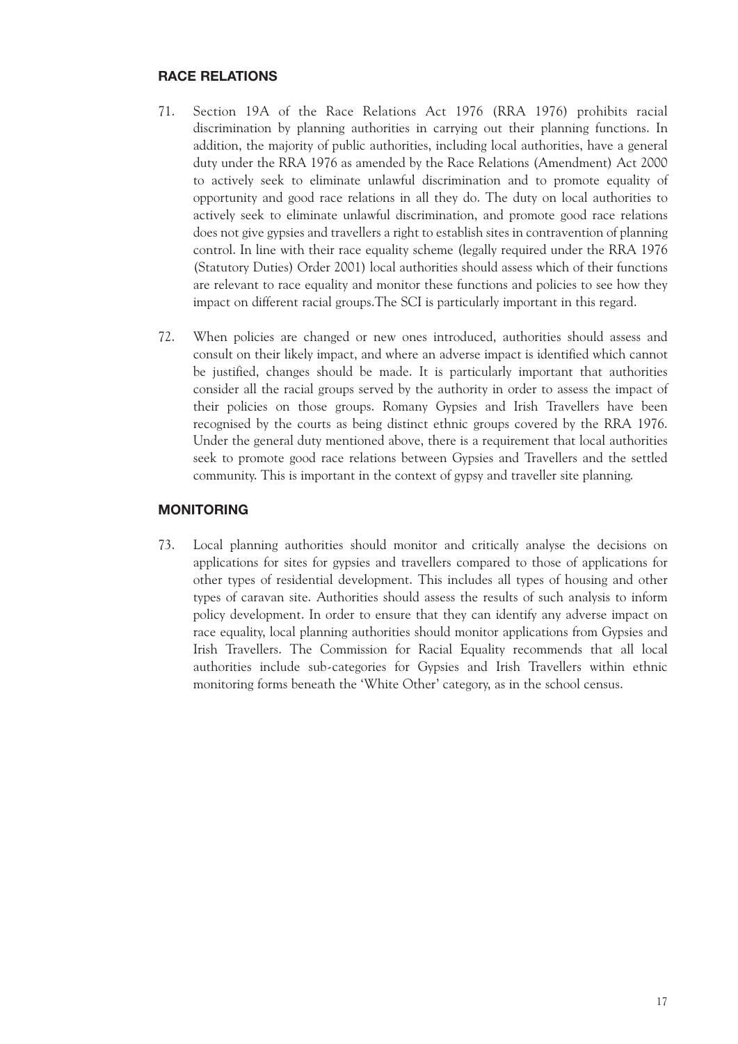## RACE RELATIONS

71. Section 19A of the Race Relations Act 1976 (RRA 1976) prohibits racial discrimination by planning authorities in carrying out their planning functions. In addition, the majority of public authorities, including local authorities, have a general duty under the RRA 1976 as amended by the Race Relations (Amendment) Act 2000 to actively seek to eliminate unlawful discrimination and to promote equality of opportunity and good race relations in all they do. The duty on local authorities to actively seek to eliminate unlawful discrimination, and promote good race relations does not give gypsies and travellers a right to establish sites in contravention of planning control. In line with their race equality scheme (legally required under the RRA 1976 (Statutory Duties) Order 2001) local authorities should assess which of their functions are relevant to race equality and monitor these functions and policies to see how they impact on different racial groups.The SCI is particularly important in this regard.

72. When policies are changed or new ones introduced, authorities should assess and consult on their likely impact, and where an adverse impact is identified which cannot be justified, changes should be made. It is particularly important that authorities consider all the racial groups served by the authority in order to assess the impact of their policies on those groups. Romany Gypsies and Irish Travellers have been recognised by the courts as being distinct ethnic groups covered by the RRA 1976. Under the general duty mentioned above, there is a requirement that local authorities seek to promote good race relations between Gypsies and Travellers and the settled community. This is important in the context of gypsy and traveller site planning.

## MONITORING

73. Local planning authorities should monitor and critically analyse the decisions on applications for sites for gypsies and travellers compared to those of applications for other types of residential development. This includes all types of housing and other types of caravan site. Authorities should assess the results of such analysis to inform policy development. In order to ensure that they can identify any adverse impact on race equality, local planning authorities should monitor applications from Gypsies and Irish Travellers. The Commission for Racial Equality recommends that all local authorities include sub-categories for Gypsies and Irish Travellers within ethnic monitoring forms beneath the 'White Other' category, as in the school census.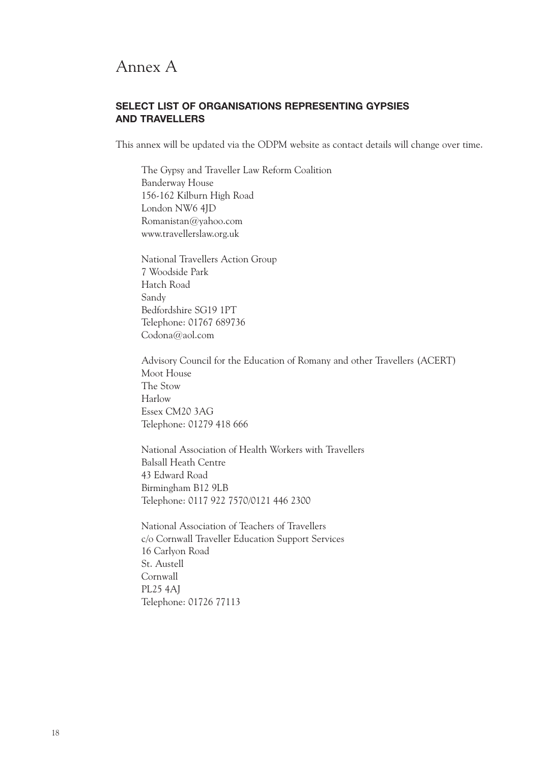# Annex A

## SELECT LIST OF ORGANISATIONS REPRESENTING GYPSIES AND TRAVELLERS

This annex will be updated via the ODPM website as contact details will change over time.

The Gypsy and Traveller Law Reform Coalition
Banderway House
156-162 Kilburn High Road
London NW6 4JD
Romanistan@yahoo.com
www.travellerslaw.org.uk

National Travellers Action Group
7 Woodside Park
Hatch Road
Sandy
Bedfordshire SG19 1PT
Telephone: 01767 689736
Codona@aol.com

Advisory Council for the Education of Romany and other Travellers (ACERT)
Moot House
The Stow
Harlow
Essex CM20 3AG
Telephone: 01279 418 666

National Association of Health Workers with Travellers
Balsall Heath Centre
43 Edward Road
Birmingham B12 9LB
Telephone: 0117 922 7570/0121 446 2300

National Association of Teachers of Travellers
c/o Cornwall Traveller Education Support Services
16 Carlyon Road
St. Austell
Cornwall
PL25 4AJ
Telephone: 01726 77113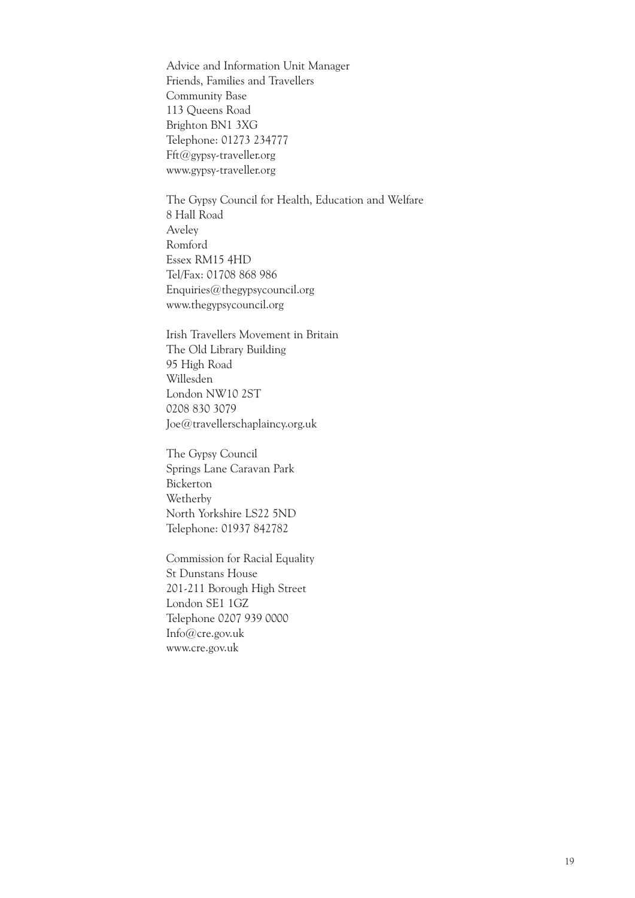Advice and Information Unit Manager  
Friends, Families and Travellers  
Community Base  
113 Queens Road  
Brighton BN1 3XG  
Telephone: 01273 234777  
Fft@gypsy-traveller.org  
www.gypsy-traveller.org

The Gypsy Council for Health, Education and Welfare  
8 Hall Road  
Aveley  
Romford  
Essex RM15 4HD  
Tel/Fax: 01708 868 986  
Enquiries@thegypsycouncil.org  
www.thegypsycouncil.org

Irish Travellers Movement in Britain  
The Old Library Building  
95 High Road  
Willesden  
London NW10 2ST  
0208 830 3079  
Joe@travellerschaplaincy.org.uk

The Gypsy Council  
Springs Lane Caravan Park  
Bickerton  
Wetherby  
North Yorkshire LS22 5ND  
Telephone: 01937 842782

Commission for Racial Equality  
St Dunstans House  
201-211 Borough High Street  
London SE1 1GZ  
Telephone 0207 939 0000  
Info@cre.gov.uk  
www.cre.gov.uk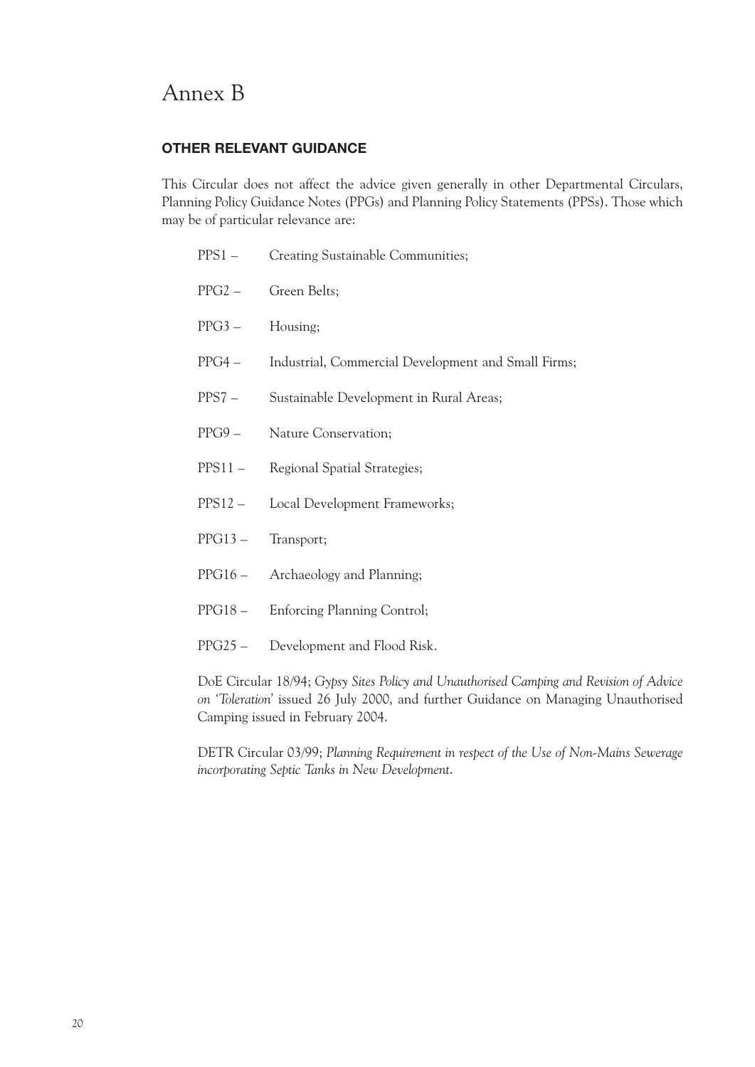# Annex B

## OTHER RELEVANT GUIDANCE

This Circular does not affect the advice given generally in other Departmental Circulars, Planning Policy Guidance Notes (PPGs) and Planning Policy Statements (PPSs). Those which may be of particular relevance are:

- PPS1 – Creating Sustainable Communities;
- PPG2 – Green Belts;
- PPG3 – Housing;
- PPG4 – Industrial, Commercial Development and Small Firms;
- PPS7 – Sustainable Development in Rural Areas;
- PPG9 – Nature Conservation;
- PPS11 – Regional Spatial Strategies;
- PPS12 – Local Development Frameworks;
- PPG13 – Transport;
- PPG16 – Archaeology and Planning;
- PPG18 – Enforcing Planning Control;
- PPG25 – Development and Flood Risk.

DoE Circular 18/94; *Gypsy Sites Policy and Unauthorised Camping and Revision of Advice on 'Toleration'* issued 26 July 2000, and further Guidance on Managing Unauthorised Camping issued in February 2004.

DETR Circular 03/99; *Planning Requirement in respect of the Use of Non-Mains Sewerage incorporating Septic Tanks in New Development*.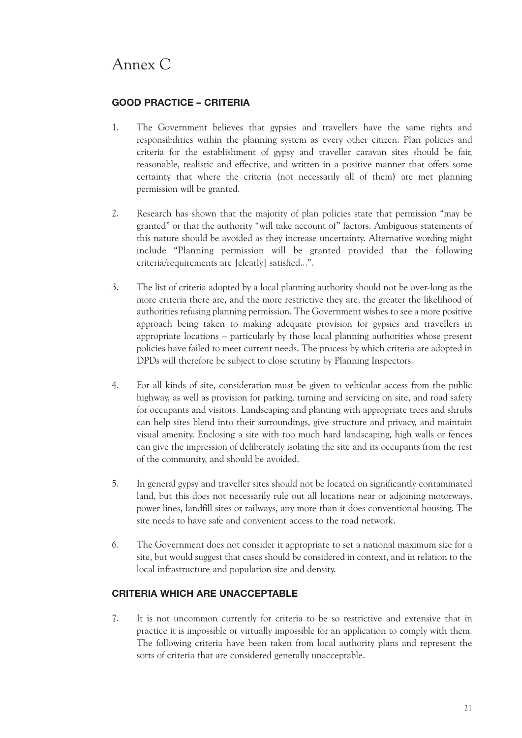# Annex C

## GOOD PRACTICE – CRITERIA

1. The Government believes that gypsies and travellers have the same rights and responsibilities within the planning system as every other citizen. Plan policies and criteria for the establishment of gypsy and traveller caravan sites should be fair, reasonable, realistic and effective, and written in a positive manner that offers some certainty that where the criteria (not necessarily all of them) are met planning permission will be granted.

2. Research has shown that the majority of plan policies state that permission "may be granted" or that the authority "will take account of" factors. Ambiguous statements of this nature should be avoided as they increase uncertainty. Alternative wording might include "Planning permission will be granted provided that the following criteria/requirements are [clearly] satisfied...".

3. The list of criteria adopted by a local planning authority should not be over-long as the more criteria there are, and the more restrictive they are, the greater the likelihood of authorities refusing planning permission. The Government wishes to see a more positive approach being taken to making adequate provision for gypsies and travellers in appropriate locations – particularly by those local planning authorities whose present policies have failed to meet current needs. The process by which criteria are adopted in DPDs will therefore be subject to close scrutiny by Planning Inspectors.

4. For all kinds of site, consideration must be given to vehicular access from the public highway, as well as provision for parking, turning and servicing on site, and road safety for occupants and visitors. Landscaping and planting with appropriate trees and shrubs can help sites blend into their surroundings, give structure and privacy, and maintain visual amenity. Enclosing a site with too much hard landscaping, high walls or fences can give the impression of deliberately isolating the site and its occupants from the rest of the community, and should be avoided.

5. In general gypsy and traveller sites should not be located on significantly contaminated land, but this does not necessarily rule out all locations near or adjoining motorways, power lines, landfill sites or railways, any more than it does conventional housing. The site needs to have safe and convenient access to the road network.

6. The Government does not consider it appropriate to set a national maximum size for a site, but would suggest that cases should be considered in context, and in relation to the local infrastructure and population size and density.

## CRITERIA WHICH ARE UNACCEPTABLE

7. It is not uncommon currently for criteria to be so restrictive and extensive that in practice it is impossible or virtually impossible for an application to comply with them. The following criteria have been taken from local authority plans and represent the sorts of criteria that are considered generally unacceptable.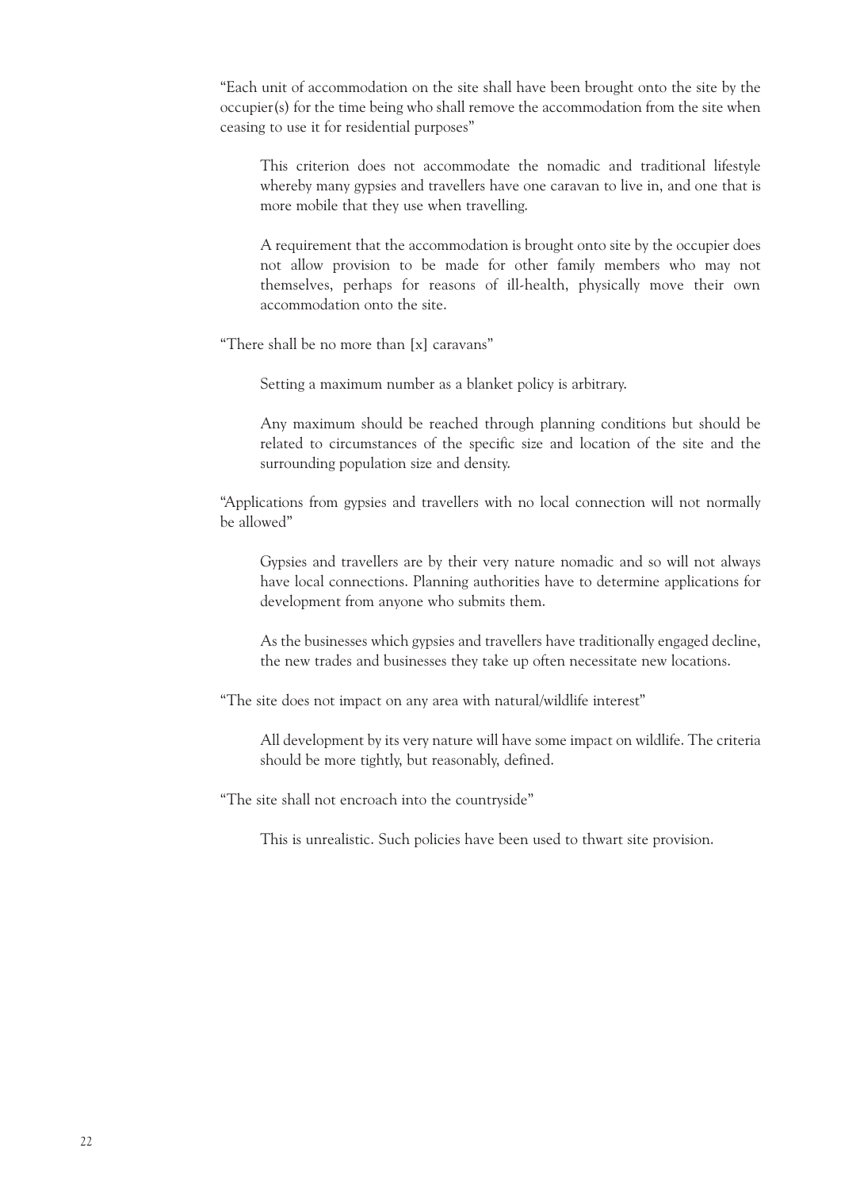"Each unit of accommodation on the site shall have been brought onto the site by the occupier(s) for the time being who shall remove the accommodation from the site when ceasing to use it for residential purposes"

> This criterion does not accommodate the nomadic and traditional lifestyle whereby many gypsies and travellers have one caravan to live in, and one that is more mobile that they use when travelling.
>
> A requirement that the accommodation is brought onto site by the occupier does not allow provision to be made for other family members who may not themselves, perhaps for reasons of ill-health, physically move their own accommodation onto the site.

"There shall be no more than [x] caravans"

> Setting a maximum number as a blanket policy is arbitrary.
>
> Any maximum should be reached through planning conditions but should be related to circumstances of the specific size and location of the site and the surrounding population size and density.

"Applications from gypsies and travellers with no local connection will not normally be allowed"

> Gypsies and travellers are by their very nature nomadic and so will not always have local connections. Planning authorities have to determine applications for development from anyone who submits them.
>
> As the businesses which gypsies and travellers have traditionally engaged decline, the new trades and businesses they take up often necessitate new locations.

"The site does not impact on any area with natural/wildlife interest"

> All development by its very nature will have some impact on wildlife. The criteria should be more tightly, but reasonably, defined.

"The site shall not encroach into the countryside"

> This is unrealistic. Such policies have been used to thwart site provision.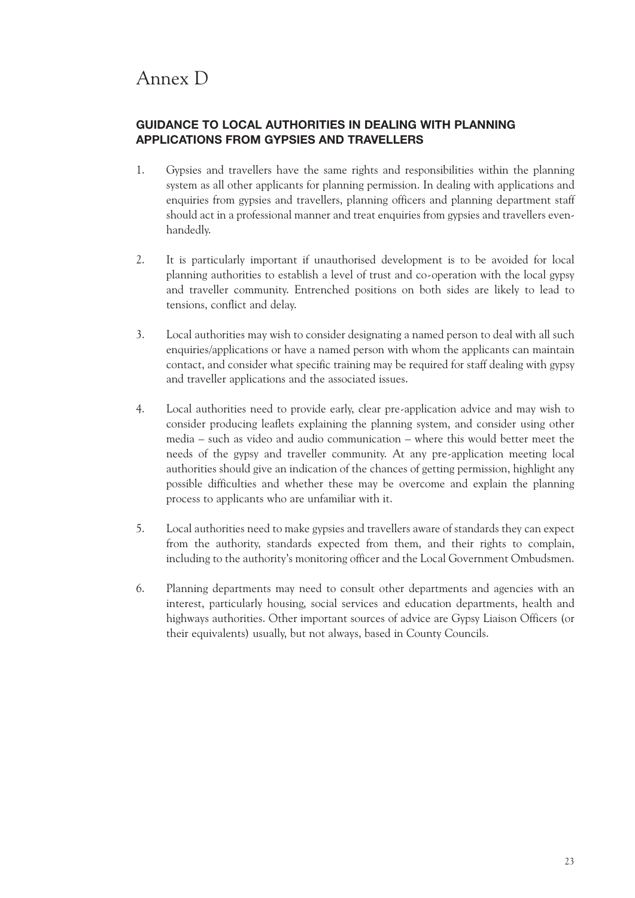# Annex D

## GUIDANCE TO LOCAL AUTHORITIES IN DEALING WITH PLANNING APPLICATIONS FROM GYPSIES AND TRAVELLERS

1. Gypsies and travellers have the same rights and responsibilities within the planning system as all other applicants for planning permission. In dealing with applications and enquiries from gypsies and travellers, planning officers and planning department staff should act in a professional manner and treat enquiries from gypsies and travellers even-handedly.

2. It is particularly important if unauthorised development is to be avoided for local planning authorities to establish a level of trust and co-operation with the local gypsy and traveller community. Entrenched positions on both sides are likely to lead to tensions, conflict and delay.

3. Local authorities may wish to consider designating a named person to deal with all such enquiries/applications or have a named person with whom the applicants can maintain contact, and consider what specific training may be required for staff dealing with gypsy and traveller applications and the associated issues.

4. Local authorities need to provide early, clear pre-application advice and may wish to consider producing leaflets explaining the planning system, and consider using other media – such as video and audio communication – where this would better meet the needs of the gypsy and traveller community. At any pre-application meeting local authorities should give an indication of the chances of getting permission, highlight any possible difficulties and whether these may be overcome and explain the planning process to applicants who are unfamiliar with it.

5. Local authorities need to make gypsies and travellers aware of standards they can expect from the authority, standards expected from them, and their rights to complain, including to the authority's monitoring officer and the Local Government Ombudsmen.

6. Planning departments may need to consult other departments and agencies with an interest, particularly housing, social services and education departments, health and highways authorities. Other important sources of advice are Gypsy Liaison Officers (or their equivalents) usually, but not always, based in County Councils.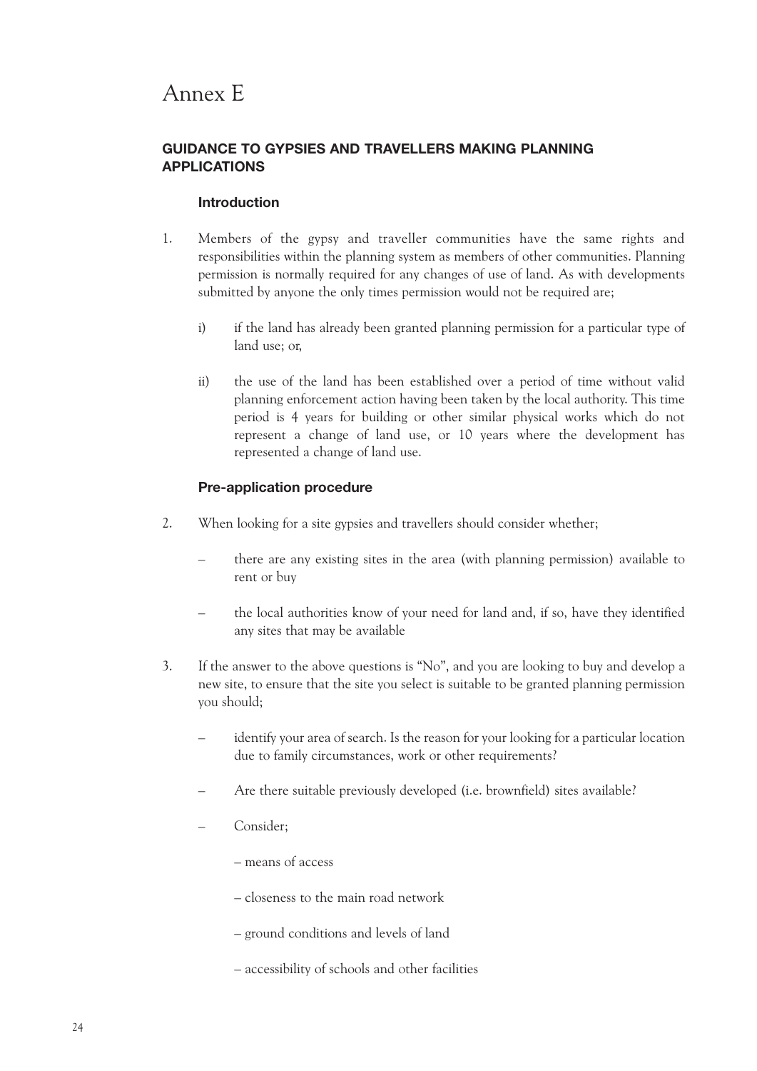# Annex E

## GUIDANCE TO GYPSIES AND TRAVELLERS MAKING PLANNING APPLICATIONS

### Introduction

1. Members of the gypsy and traveller communities have the same rights and responsibilities within the planning system as members of other communities. Planning permission is normally required for any changes of use of land. As with developments submitted by anyone the only times permission would not be required are;

   i) if the land has already been granted planning permission for a particular type of land use; or,

   ii) the use of the land has been established over a period of time without valid planning enforcement action having been taken by the local authority. This time period is 4 years for building or other similar physical works which do not represent a change of land use, or 10 years where the development has represented a change of land use.

### Pre-application procedure

2. When looking for a site gypsies and travellers should consider whether;

   – there are any existing sites in the area (with planning permission) available to rent or buy

   – the local authorities know of your need for land and, if so, have they identified any sites that may be available

3. If the answer to the above questions is "No", and you are looking to buy and develop a new site, to ensure that the site you select is suitable to be granted planning permission you should;

   – identify your area of search. Is the reason for your looking for a particular location due to family circumstances, work or other requirements?

   – Are there suitable previously developed (i.e. brownfield) sites available?

   – Consider;

     – means of access

     – closeness to the main road network

     – ground conditions and levels of land

     – accessibility of schools and other facilities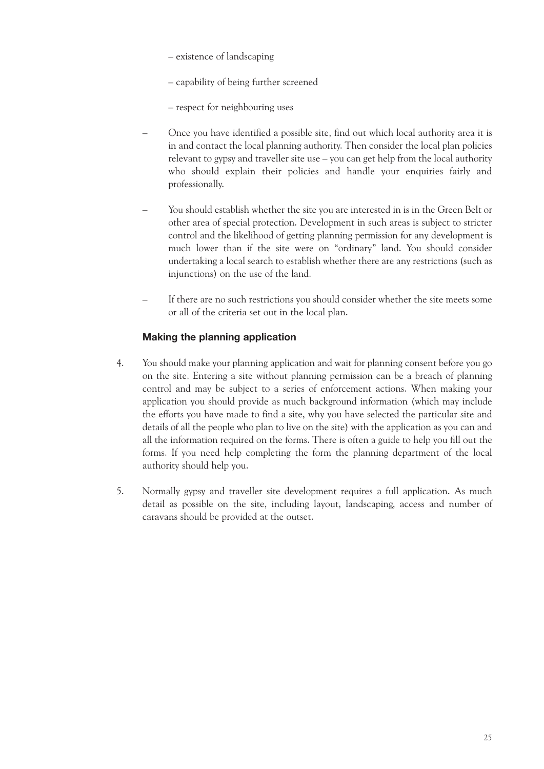– existence of landscaping

  – capability of being further screened

  – respect for neighbouring uses

- Once you have identified a possible site, find out which local authority area it is in and contact the local planning authority. Then consider the local plan policies relevant to gypsy and traveller site use – you can get help from the local authority who should explain their policies and handle your enquiries fairly and professionally.

- You should establish whether the site you are interested in is in the Green Belt or other area of special protection. Development in such areas is subject to stricter control and the likelihood of getting planning permission for any development is much lower than if the site were on "ordinary" land. You should consider undertaking a local search to establish whether there are any restrictions (such as injunctions) on the use of the land.

- If there are no such restrictions you should consider whether the site meets some or all of the criteria set out in the local plan.

### Making the planning application

4. You should make your planning application and wait for planning consent before you go on the site. Entering a site without planning permission can be a breach of planning control and may be subject to a series of enforcement actions. When making your application you should provide as much background information (which may include the efforts you have made to find a site, why you have selected the particular site and details of all the people who plan to live on the site) with the application as you can and all the information required on the forms. There is often a guide to help you fill out the forms. If you need help completing the form the planning department of the local authority should help you.

5. Normally gypsy and traveller site development requires a full application. As much detail as possible on the site, including layout, landscaping, access and number of caravans should be provided at the outset.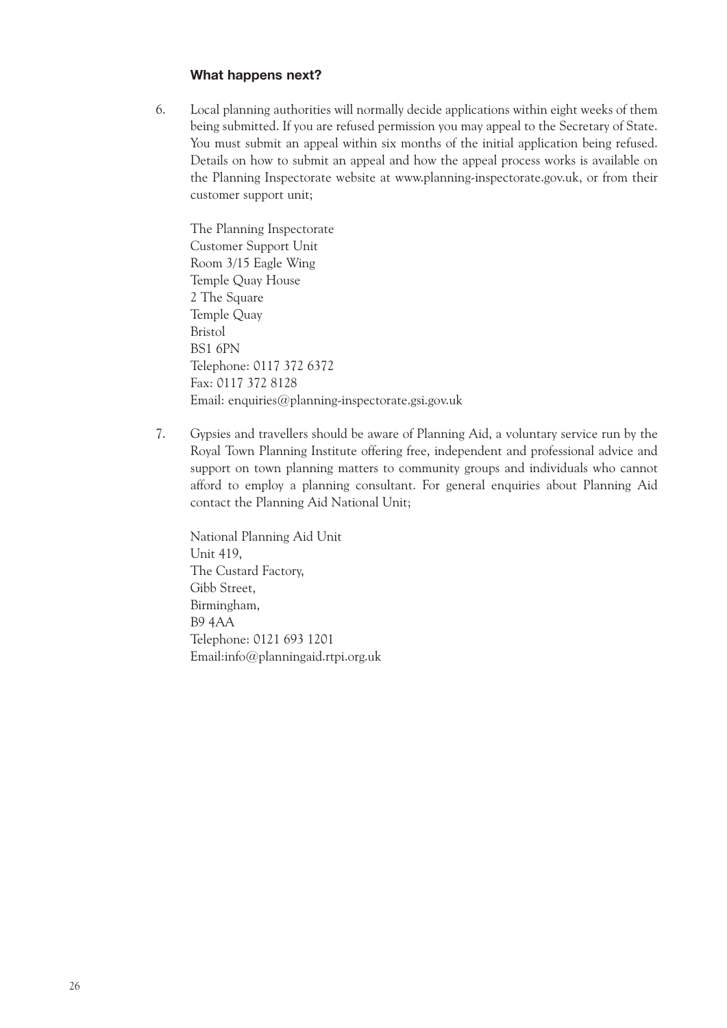### What happens next?

6. Local planning authorities will normally decide applications within eight weeks of them being submitted. If you are refused permission you may appeal to the Secretary of State. You must submit an appeal within six months of the initial application being refused. Details on how to submit an appeal and how the appeal process works is available on the Planning Inspectorate website at www.planning-inspectorate.gov.uk, or from their customer support unit;

   The Planning Inspectorate
   Customer Support Unit
   Room 3/15 Eagle Wing
   Temple Quay House
   2 The Square
   Temple Quay
   Bristol
   BS1 6PN
   Telephone: 0117 372 6372
   Fax: 0117 372 8128
   Email: enquiries@planning-inspectorate.gsi.gov.uk

7. Gypsies and travellers should be aware of Planning Aid, a voluntary service run by the Royal Town Planning Institute offering free, independent and professional advice and support on town planning matters to community groups and individuals who cannot afford to employ a planning consultant. For general enquiries about Planning Aid contact the Planning Aid National Unit;

   National Planning Aid Unit
   Unit 419,
   The Custard Factory,
   Gibb Street,
   Birmingham,
   B9 4AA
   Telephone: 0121 693 1201
   Email:info@planningaid.rtpi.org.uk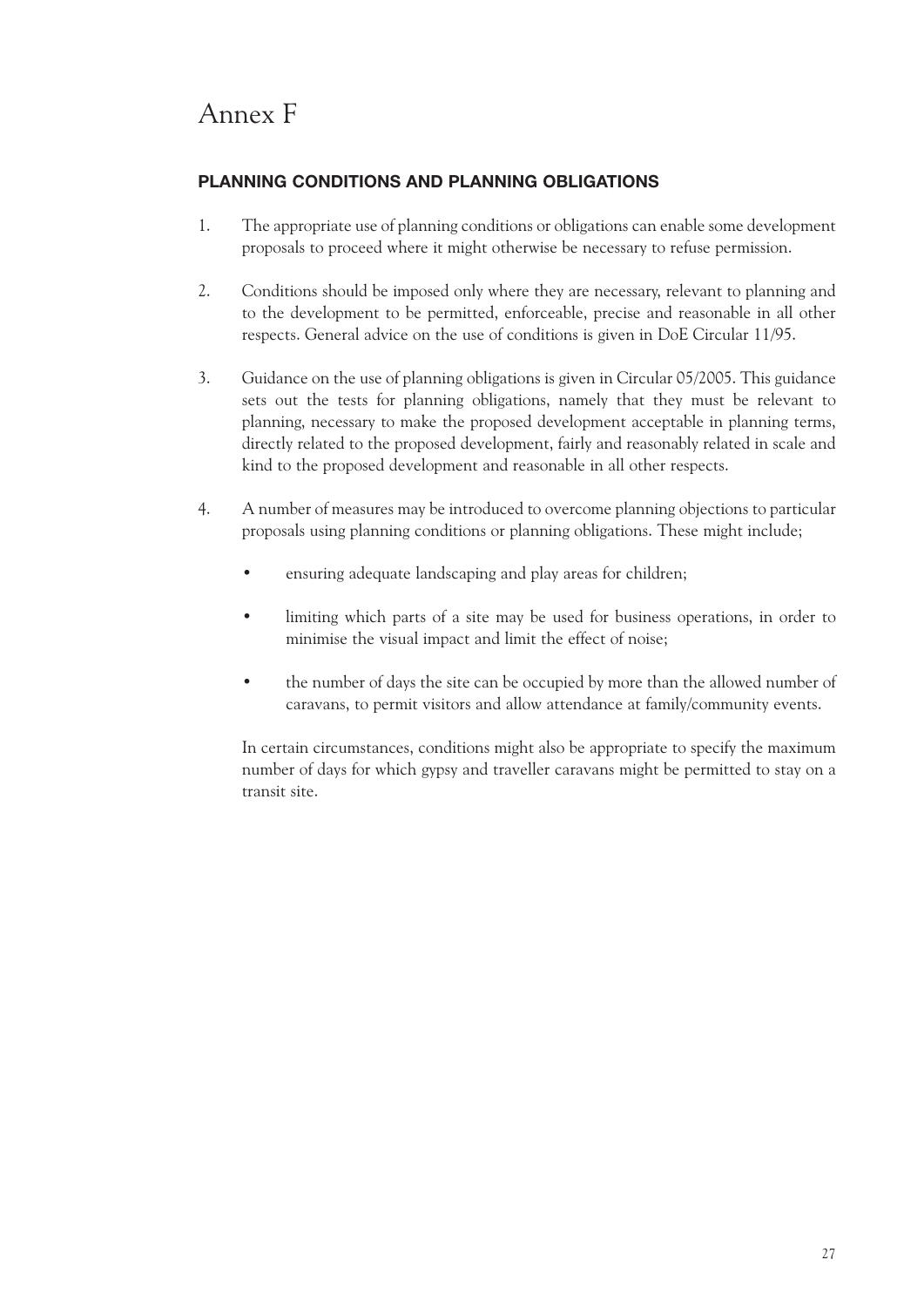# Annex F

## PLANNING CONDITIONS AND PLANNING OBLIGATIONS

1. The appropriate use of planning conditions or obligations can enable some development proposals to proceed where it might otherwise be necessary to refuse permission.

2. Conditions should be imposed only where they are necessary, relevant to planning and to the development to be permitted, enforceable, precise and reasonable in all other respects. General advice on the use of conditions is given in DoE Circular 11/95.

3. Guidance on the use of planning obligations is given in Circular 05/2005. This guidance sets out the tests for planning obligations, namely that they must be relevant to planning, necessary to make the proposed development acceptable in planning terms, directly related to the proposed development, fairly and reasonably related in scale and kind to the proposed development and reasonable in all other respects.

4. A number of measures may be introduced to overcome planning objections to particular proposals using planning conditions or planning obligations. These might include;

   - ensuring adequate landscaping and play areas for children;
   - limiting which parts of a site may be used for business operations, in order to minimise the visual impact and limit the effect of noise;
   - the number of days the site can be occupied by more than the allowed number of caravans, to permit visitors and allow attendance at family/community events.

   In certain circumstances, conditions might also be appropriate to specify the maximum number of days for which gypsy and traveller caravans might be permitted to stay on a transit site.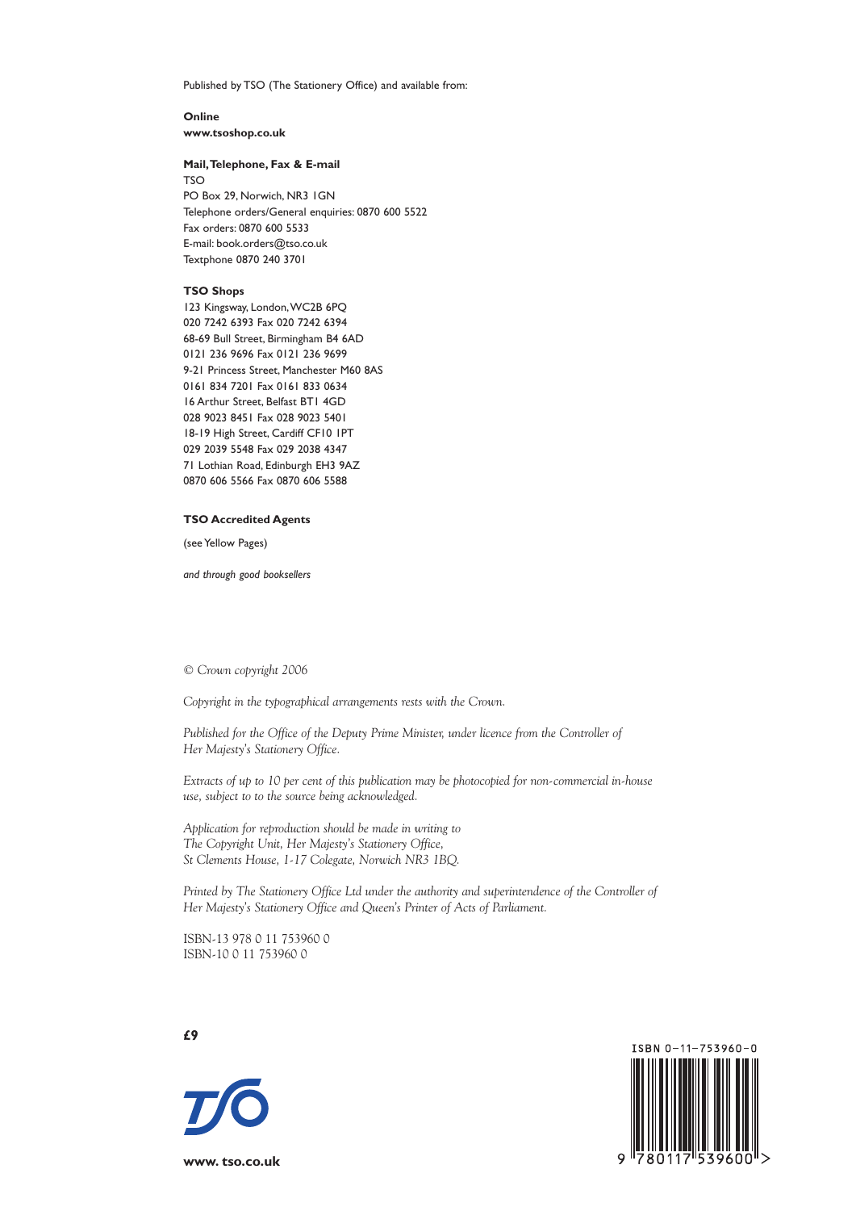Published by TSO (The Stationery Office) and available from:

**Online**
**www.tsoshop.co.uk**

**Mail, Telephone, Fax & E-mail**
TSO
PO Box 29, Norwich, NR3 1GN
Telephone orders/General enquiries: 0870 600 5522
Fax orders: 0870 600 5533
E-mail: book.orders@tso.co.uk
Textphone 0870 240 3701

**TSO Shops**
123 Kingsway, London, WC2B 6PQ
020 7242 6393 Fax 020 7242 6394
68-69 Bull Street, Birmingham B4 6AD
0121 236 9696 Fax 0121 236 9699
9-21 Princess Street, Manchester M60 8AS
0161 834 7201 Fax 0161 833 0634
16 Arthur Street, Belfast BT1 4GD
028 9023 8451 Fax 028 9023 5401
18-19 High Street, Cardiff CF10 1PT
029 2039 5548 Fax 029 2038 4347
71 Lothian Road, Edinburgh EH3 9AZ
0870 606 5566 Fax 0870 606 5588

**TSO Accredited Agents**

(see Yellow Pages)

*and through good booksellers*

*© Crown copyright 2006*

*Copyright in the typographical arrangements rests with the Crown.*

*Published for the Office of the Deputy Prime Minister, under licence from the Controller of Her Majesty's Stationery Office.*

*Extracts of up to 10 per cent of this publication may be photocopied for non-commercial in-house use, subject to to the source being acknowledged.*

*Application for reproduction should be made in writing to The Copyright Unit, Her Majesty's Stationery Office, St Clements House, 1-17 Colegate, Norwich NR3 1BQ.*

*Printed by The Stationery Office Ltd under the authority and superintendence of the Controller of Her Majesty's Stationery Office and Queen's Printer of Acts of Parliament.*

ISBN-13 978 0 11 753960 0
ISBN-10 0 11 753960 0

**£9**

ISBN 0-11-753960-0

9 780117 539600

**www. tso.co.uk**